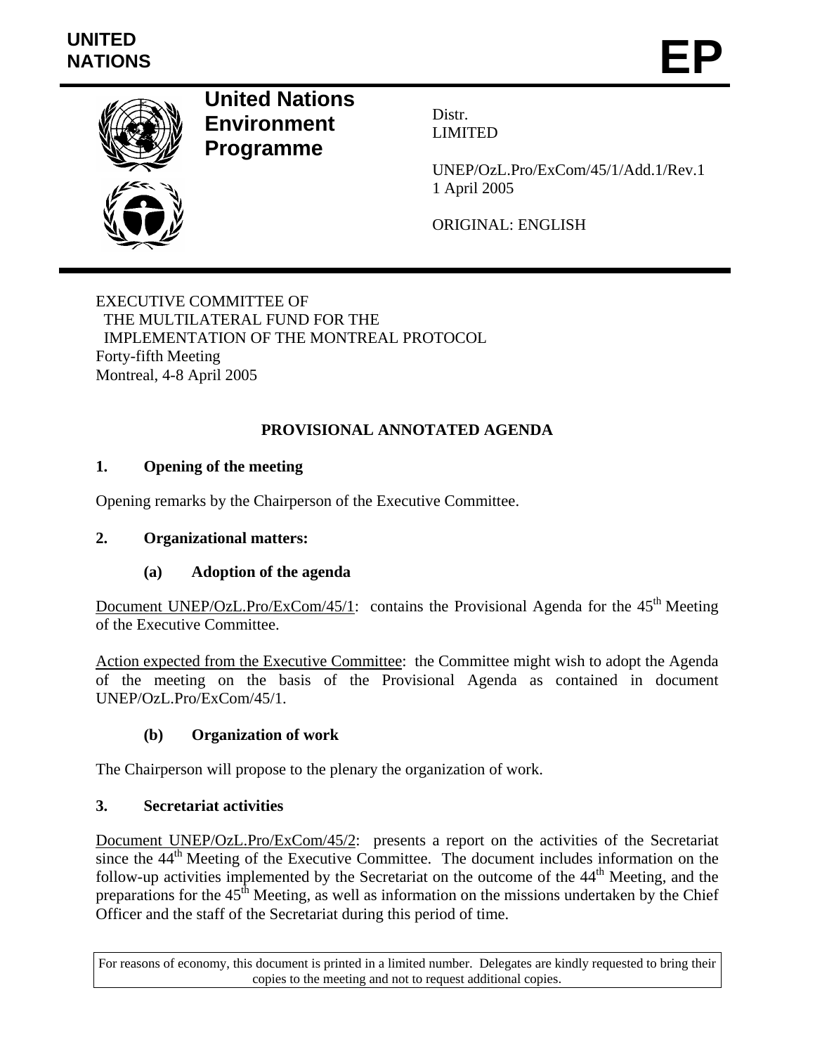UNITED NATIONS

# EP

**United Nations Environment Programme**

Distr.
LIMITED

UNEP/OzL.Pro/ExCom/45/1/Add.1/Rev.1
1 April 2005

ORIGINAL: ENGLISH

EXECUTIVE COMMITTEE OF
THE MULTILATERAL FUND FOR THE
IMPLEMENTATION OF THE MONTREAL PROTOCOL
Forty-fifth Meeting
Montreal, 4-8 April 2005

## PROVISIONAL ANNOTATED AGENDA

### 1. Opening of the meeting

Opening remarks by the Chairperson of the Executive Committee.

### 2. Organizational matters:

#### (a) Adoption of the agenda

Document UNEP/OzL.Pro/ExCom/45/1: contains the Provisional Agenda for the 45th Meeting of the Executive Committee.

Action expected from the Executive Committee: the Committee might wish to adopt the Agenda of the meeting on the basis of the Provisional Agenda as contained in document UNEP/OzL.Pro/ExCom/45/1.

#### (b) Organization of work

The Chairperson will propose to the plenary the organization of work.

### 3. Secretariat activities

Document UNEP/OzL.Pro/ExCom/45/2: presents a report on the activities of the Secretariat since the 44th Meeting of the Executive Committee. The document includes information on the follow-up activities implemented by the Secretariat on the outcome of the 44th Meeting, and the preparations for the 45th Meeting, as well as information on the missions undertaken by the Chief Officer and the staff of the Secretariat during this period of time.

For reasons of economy, this document is printed in a limited number. Delegates are kindly requested to bring their copies to the meeting and not to request additional copies.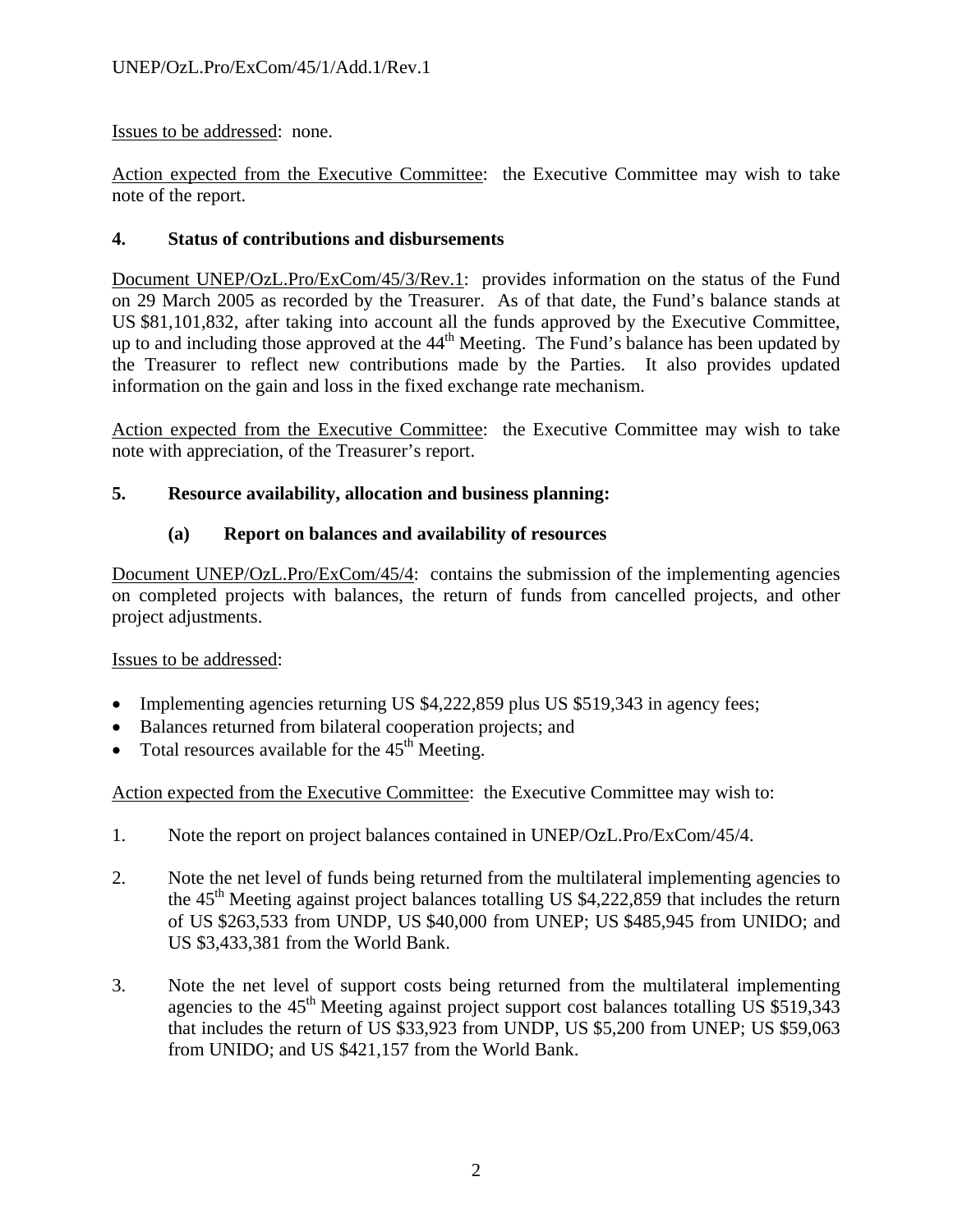Issues to be addressed:  none.

Action expected from the Executive Committee:  the Executive Committee may wish to take note of the report.

## 4. Status of contributions and disbursements

Document UNEP/OzL.Pro/ExCom/45/3/Rev.1:  provides information on the status of the Fund on 29 March 2005 as recorded by the Treasurer.  As of that date, the Fund's balance stands at US $81,101,832, after taking into account all the funds approved by the Executive Committee, up to and including those approved at the 44th Meeting.  The Fund's balance has been updated by the Treasurer to reflect new contributions made by the Parties.  It also provides updated information on the gain and loss in the fixed exchange rate mechanism.

Action expected from the Executive Committee:  the Executive Committee may wish to take note with appreciation, of the Treasurer's report.

## 5. Resource availability, allocation and business planning:

### (a) Report on balances and availability of resources

Document UNEP/OzL.Pro/ExCom/45/4:  contains the submission of the implementing agencies on completed projects with balances, the return of funds from cancelled projects, and other project adjustments.

Issues to be addressed:

- Implementing agencies returning US $4,222,859 plus US $519,343 in agency fees;
- Balances returned from bilateral cooperation projects; and
- Total resources available for the 45th Meeting.

Action expected from the Executive Committee:  the Executive Committee may wish to:

1. Note the report on project balances contained in UNEP/OzL.Pro/ExCom/45/4.

2. Note the net level of funds being returned from the multilateral implementing agencies to the 45th Meeting against project balances totalling US $4,222,859 that includes the return of US $263,533 from UNDP, US $40,000 from UNEP; US $485,945 from UNIDO; and US $3,433,381 from the World Bank.

3. Note the net level of support costs being returned from the multilateral implementing agencies to the 45th Meeting against project support cost balances totalling US $519,343 that includes the return of US $33,923 from UNDP, US $5,200 from UNEP; US $59,063 from UNIDO; and US $421,157 from the World Bank.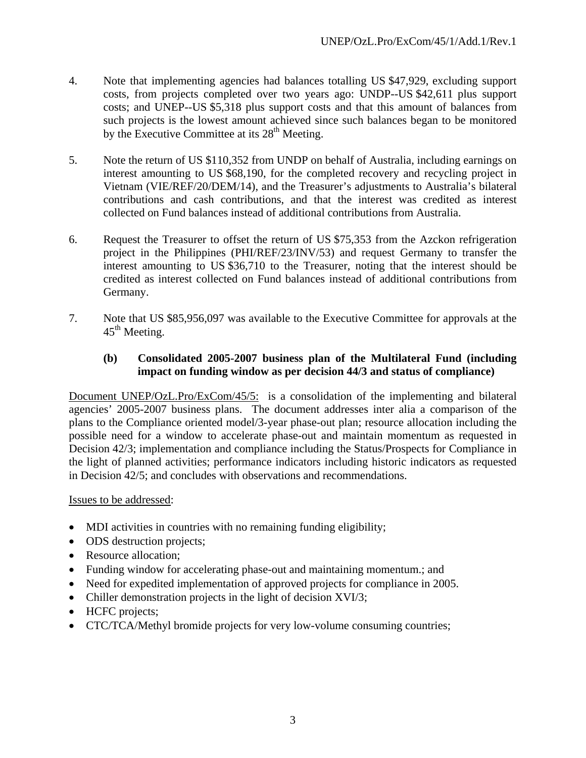4. Note that implementing agencies had balances totalling US $47,929, excluding support costs, from projects completed over two years ago: UNDP--US $42,611 plus support costs; and UNEP--US $5,318 plus support costs and that this amount of balances from such projects is the lowest amount achieved since such balances began to be monitored by the Executive Committee at its 28th Meeting.

5. Note the return of US $110,352 from UNDP on behalf of Australia, including earnings on interest amounting to US $68,190, for the completed recovery and recycling project in Vietnam (VIE/REF/20/DEM/14), and the Treasurer's adjustments to Australia's bilateral contributions and cash contributions, and that the interest was credited as interest collected on Fund balances instead of additional contributions from Australia.

6. Request the Treasurer to offset the return of US $75,353 from the Azckon refrigeration project in the Philippines (PHI/REF/23/INV/53) and request Germany to transfer the interest amounting to US $36,710 to the Treasurer, noting that the interest should be credited as interest collected on Fund balances instead of additional contributions from Germany.

7. Note that US $85,956,097 was available to the Executive Committee for approvals at the 45th Meeting.

### (b) Consolidated 2005-2007 business plan of the Multilateral Fund (including impact on funding window as per decision 44/3 and status of compliance)

Document UNEP/OzL.Pro/ExCom/45/5: is a consolidation of the implementing and bilateral agencies' 2005-2007 business plans. The document addresses inter alia a comparison of the plans to the Compliance oriented model/3-year phase-out plan; resource allocation including the possible need for a window to accelerate phase-out and maintain momentum as requested in Decision 42/3; implementation and compliance including the Status/Prospects for Compliance in the light of planned activities; performance indicators including historic indicators as requested in Decision 42/5; and concludes with observations and recommendations.

Issues to be addressed:

- MDI activities in countries with no remaining funding eligibility;
- ODS destruction projects;
- Resource allocation;
- Funding window for accelerating phase-out and maintaining momentum.; and
- Need for expedited implementation of approved projects for compliance in 2005.
- Chiller demonstration projects in the light of decision XVI/3;
- HCFC projects;
- CTC/TCA/Methyl bromide projects for very low-volume consuming countries;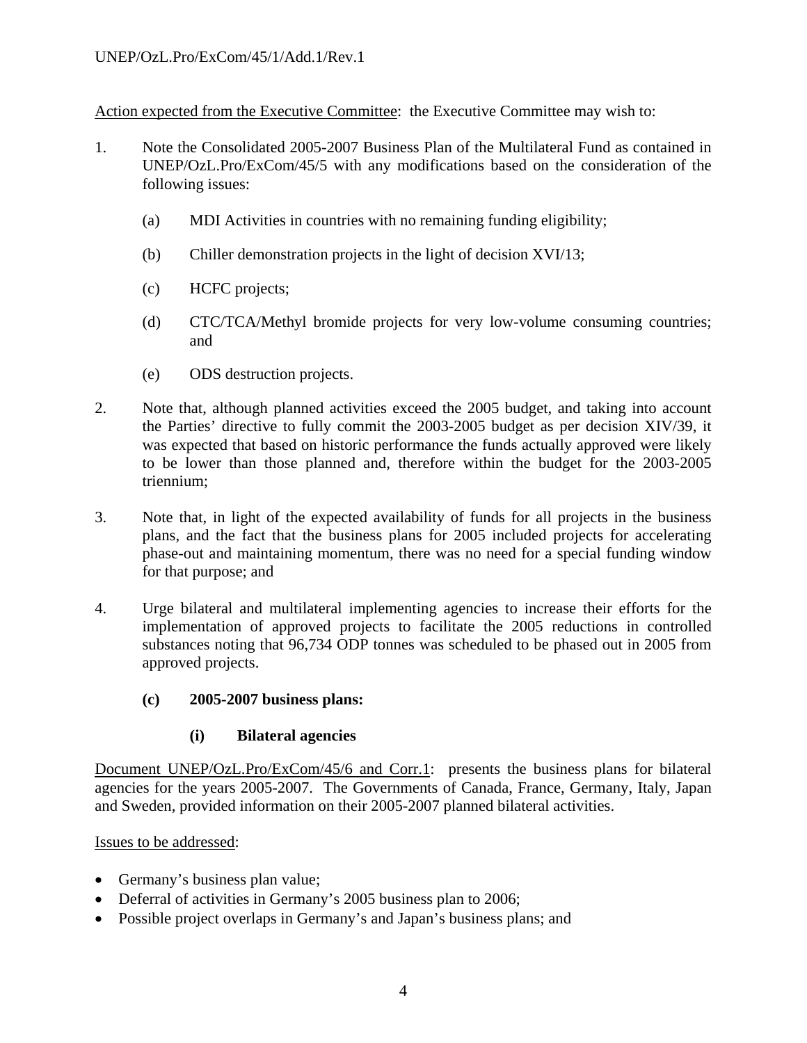Action expected from the Executive Committee: the Executive Committee may wish to:

1. Note the Consolidated 2005-2007 Business Plan of the Multilateral Fund as contained in UNEP/OzL.Pro/ExCom/45/5 with any modifications based on the consideration of the following issues:

    (a) MDI Activities in countries with no remaining funding eligibility;

    (b) Chiller demonstration projects in the light of decision XVI/13;

    (c) HCFC projects;

    (d) CTC/TCA/Methyl bromide projects for very low-volume consuming countries; and

    (e) ODS destruction projects.

2. Note that, although planned activities exceed the 2005 budget, and taking into account the Parties' directive to fully commit the 2003-2005 budget as per decision XIV/39, it was expected that based on historic performance the funds actually approved were likely to be lower than those planned and, therefore within the budget for the 2003-2005 triennium;

3. Note that, in light of the expected availability of funds for all projects in the business plans, and the fact that the business plans for 2005 included projects for accelerating phase-out and maintaining momentum, there was no need for a special funding window for that purpose; and

4. Urge bilateral and multilateral implementing agencies to increase their efforts for the implementation of approved projects to facilitate the 2005 reductions in controlled substances noting that 96,734 ODP tonnes was scheduled to be phased out in 2005 from approved projects.

**(c) 2005-2007 business plans:**

**(i) Bilateral agencies**

Document UNEP/OzL.Pro/ExCom/45/6 and Corr.1: presents the business plans for bilateral agencies for the years 2005-2007. The Governments of Canada, France, Germany, Italy, Japan and Sweden, provided information on their 2005-2007 planned bilateral activities.

Issues to be addressed:

- Germany's business plan value;
- Deferral of activities in Germany's 2005 business plan to 2006;
- Possible project overlaps in Germany's and Japan's business plans; and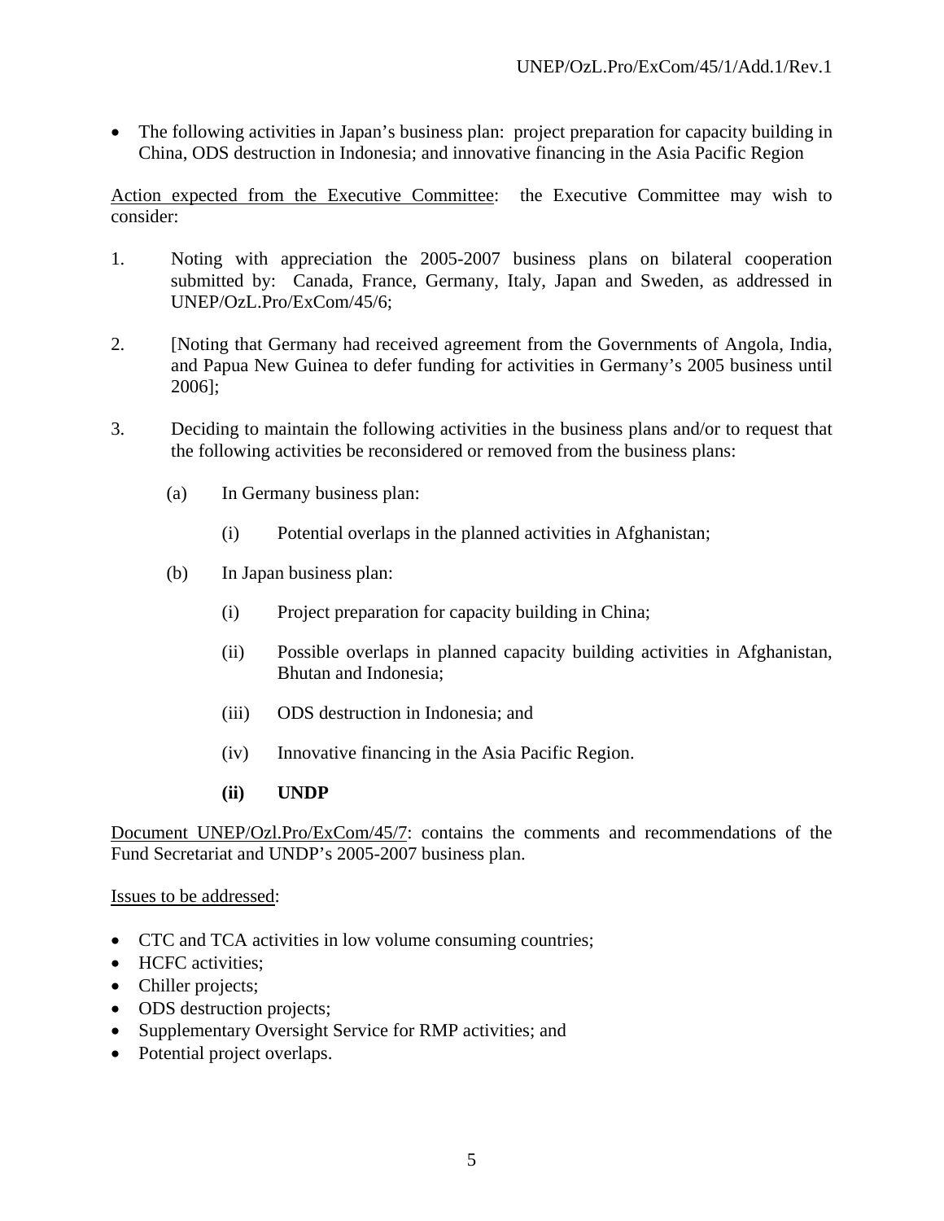- The following activities in Japan's business plan: project preparation for capacity building in China, ODS destruction in Indonesia; and innovative financing in the Asia Pacific Region

Action expected from the Executive Committee: the Executive Committee may wish to consider:

1. Noting with appreciation the 2005-2007 business plans on bilateral cooperation submitted by: Canada, France, Germany, Italy, Japan and Sweden, as addressed in UNEP/OzL.Pro/ExCom/45/6;

2. [Noting that Germany had received agreement from the Governments of Angola, India, and Papua New Guinea to defer funding for activities in Germany's 2005 business until 2006];

3. Deciding to maintain the following activities in the business plans and/or to request that the following activities be reconsidered or removed from the business plans:

   (a) In Germany business plan:

      (i) Potential overlaps in the planned activities in Afghanistan;

   (b) In Japan business plan:

      (i) Project preparation for capacity building in China;

      (ii) Possible overlaps in planned capacity building activities in Afghanistan, Bhutan and Indonesia;

      (iii) ODS destruction in Indonesia; and

      (iv) Innovative financing in the Asia Pacific Region.

**(ii) UNDP**

Document UNEP/Ozl.Pro/ExCom/45/7: contains the comments and recommendations of the Fund Secretariat and UNDP's 2005-2007 business plan.

Issues to be addressed:

- CTC and TCA activities in low volume consuming countries;
- HCFC activities;
- Chiller projects;
- ODS destruction projects;
- Supplementary Oversight Service for RMP activities; and
- Potential project overlaps.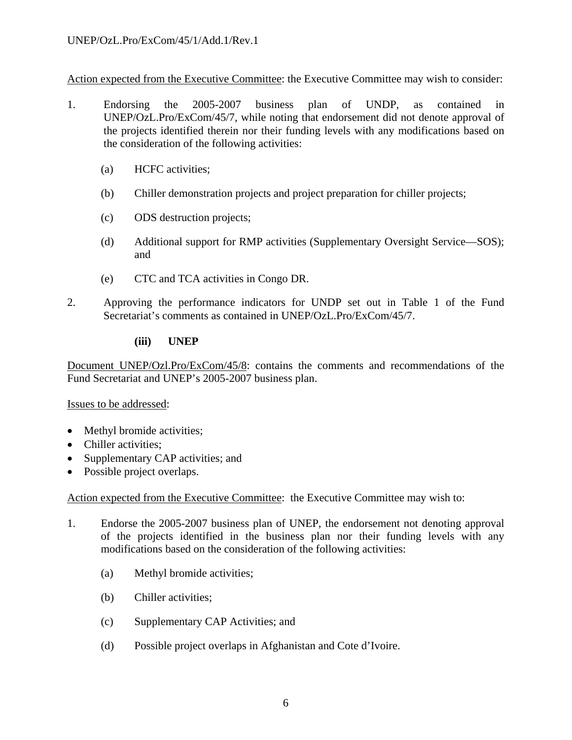Action expected from the Executive Committee: the Executive Committee may wish to consider:

1. Endorsing the 2005-2007 business plan of UNDP, as contained in UNEP/OzL.Pro/ExCom/45/7, while noting that endorsement did not denote approval of the projects identified therein nor their funding levels with any modifications based on the consideration of the following activities:

    (a) HCFC activities;

    (b) Chiller demonstration projects and project preparation for chiller projects;

    (c) ODS destruction projects;

    (d) Additional support for RMP activities (Supplementary Oversight Service—SOS); and

    (e) CTC and TCA activities in Congo DR.

2. Approving the performance indicators for UNDP set out in Table 1 of the Fund Secretariat's comments as contained in UNEP/OzL.Pro/ExCom/45/7.

**(iii) UNEP**

Document UNEP/Ozl.Pro/ExCom/45/8: contains the comments and recommendations of the Fund Secretariat and UNEP's 2005-2007 business plan.

Issues to be addressed:

- Methyl bromide activities;
- Chiller activities;
- Supplementary CAP activities; and
- Possible project overlaps.

Action expected from the Executive Committee: the Executive Committee may wish to:

1. Endorse the 2005-2007 business plan of UNEP, the endorsement not denoting approval of the projects identified in the business plan nor their funding levels with any modifications based on the consideration of the following activities:

    (a) Methyl bromide activities;

    (b) Chiller activities;

    (c) Supplementary CAP Activities; and

    (d) Possible project overlaps in Afghanistan and Cote d'Ivoire.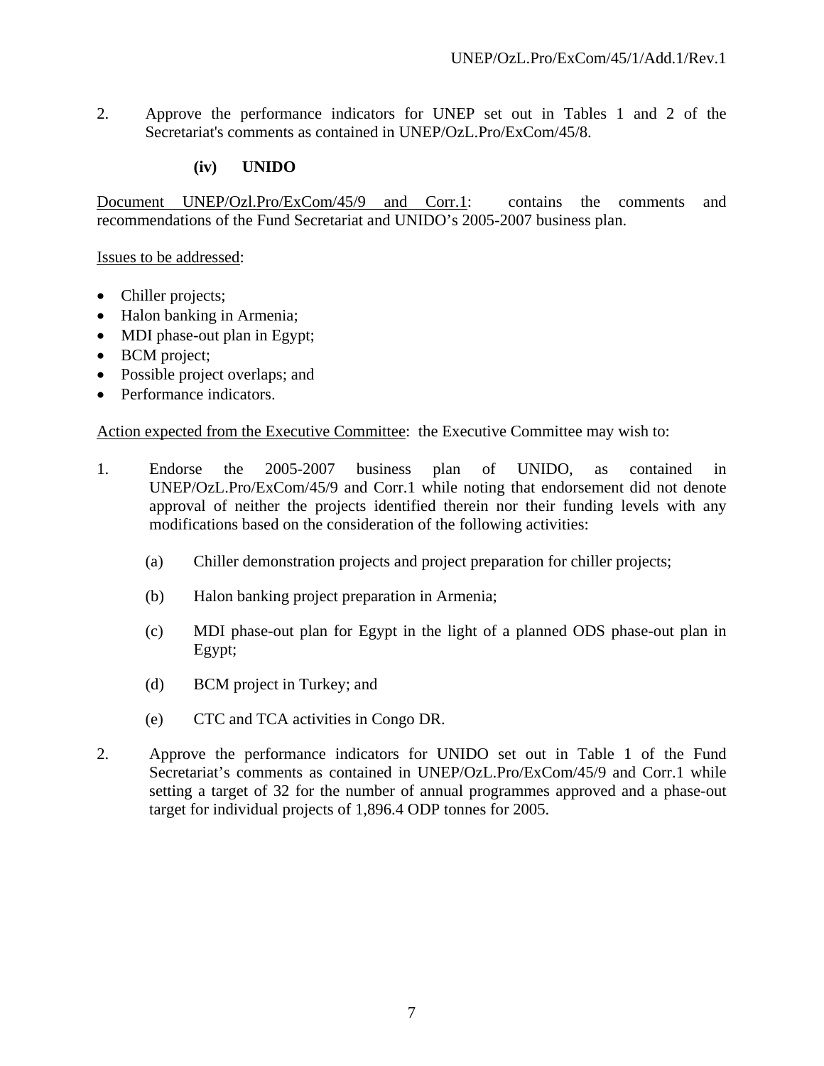2. Approve the performance indicators for UNEP set out in Tables 1 and 2 of the Secretariat's comments as contained in UNEP/OzL.Pro/ExCom/45/8.

#### (iv) UNIDO

Document UNEP/Ozl.Pro/ExCom/45/9 and Corr.1: contains the comments and recommendations of the Fund Secretariat and UNIDO's 2005-2007 business plan.

Issues to be addressed:

- Chiller projects;
- Halon banking in Armenia;
- MDI phase-out plan in Egypt;
- BCM project;
- Possible project overlaps; and
- Performance indicators.

Action expected from the Executive Committee: the Executive Committee may wish to:

1. Endorse the 2005-2007 business plan of UNIDO, as contained in UNEP/OzL.Pro/ExCom/45/9 and Corr.1 while noting that endorsement did not denote approval of neither the projects identified therein nor their funding levels with any modifications based on the consideration of the following activities:

   (a) Chiller demonstration projects and project preparation for chiller projects;

   (b) Halon banking project preparation in Armenia;

   (c) MDI phase-out plan for Egypt in the light of a planned ODS phase-out plan in Egypt;

   (d) BCM project in Turkey; and

   (e) CTC and TCA activities in Congo DR.

2. Approve the performance indicators for UNIDO set out in Table 1 of the Fund Secretariat's comments as contained in UNEP/OzL.Pro/ExCom/45/9 and Corr.1 while setting a target of 32 for the number of annual programmes approved and a phase-out target for individual projects of 1,896.4 ODP tonnes for 2005.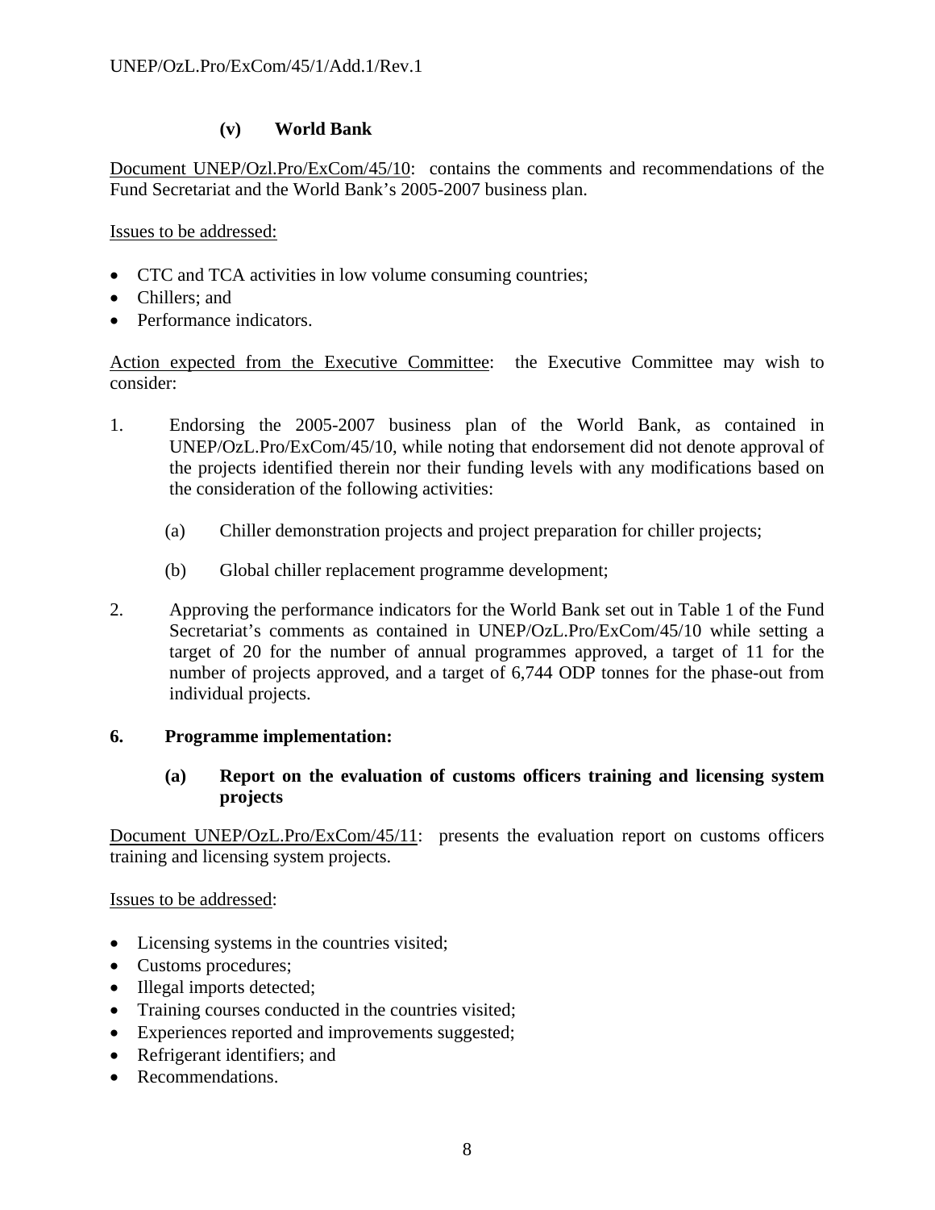### (v) World Bank

Document UNEP/Ozl.Pro/ExCom/45/10: contains the comments and recommendations of the Fund Secretariat and the World Bank's 2005-2007 business plan.

Issues to be addressed:

- CTC and TCA activities in low volume consuming countries;
- Chillers; and
- Performance indicators.

Action expected from the Executive Committee: the Executive Committee may wish to consider:

1. Endorsing the 2005-2007 business plan of the World Bank, as contained in UNEP/OzL.Pro/ExCom/45/10, while noting that endorsement did not denote approval of the projects identified therein nor their funding levels with any modifications based on the consideration of the following activities:

   (a) Chiller demonstration projects and project preparation for chiller projects;

   (b) Global chiller replacement programme development;

2. Approving the performance indicators for the World Bank set out in Table 1 of the Fund Secretariat's comments as contained in UNEP/OzL.Pro/ExCom/45/10 while setting a target of 20 for the number of annual programmes approved, a target of 11 for the number of projects approved, and a target of 6,744 ODP tonnes for the phase-out from individual projects.

## 6. Programme implementation:

### (a) Report on the evaluation of customs officers training and licensing system projects

Document UNEP/OzL.Pro/ExCom/45/11: presents the evaluation report on customs officers training and licensing system projects.

Issues to be addressed:

- Licensing systems in the countries visited;
- Customs procedures;
- Illegal imports detected;
- Training courses conducted in the countries visited;
- Experiences reported and improvements suggested;
- Refrigerant identifiers; and
- Recommendations.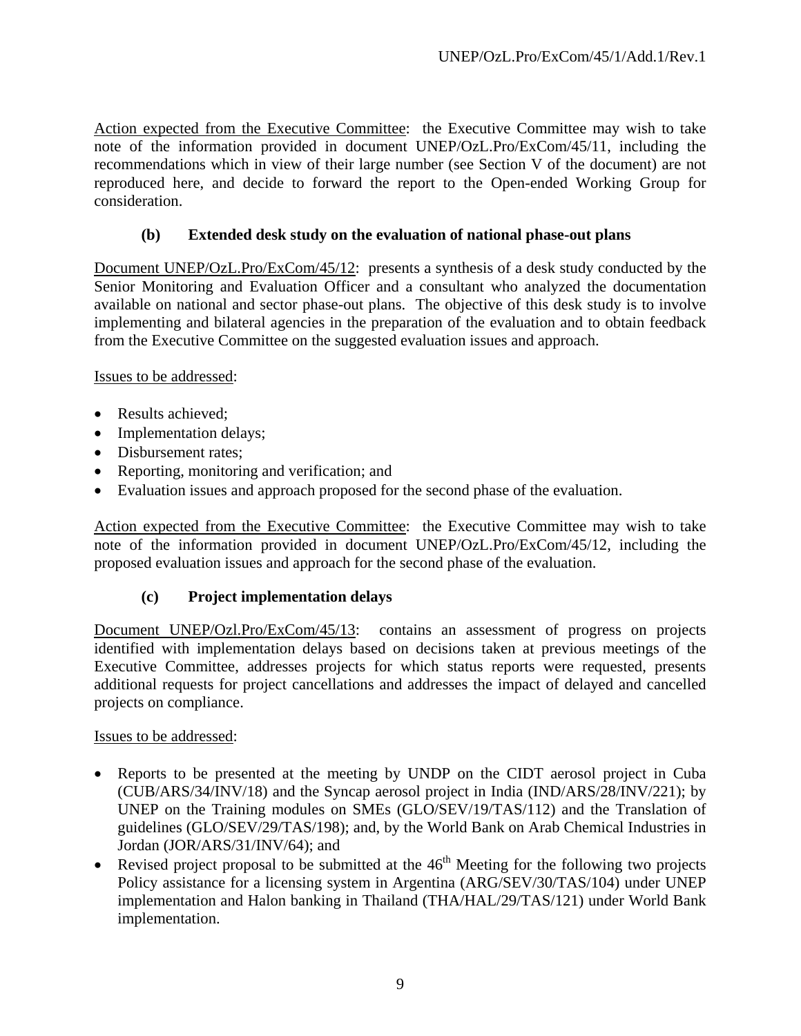Action expected from the Executive Committee: the Executive Committee may wish to take note of the information provided in document UNEP/OzL.Pro/ExCom/45/11, including the recommendations which in view of their large number (see Section V of the document) are not reproduced here, and decide to forward the report to the Open-ended Working Group for consideration.

### (b) Extended desk study on the evaluation of national phase-out plans

Document UNEP/OzL.Pro/ExCom/45/12: presents a synthesis of a desk study conducted by the Senior Monitoring and Evaluation Officer and a consultant who analyzed the documentation available on national and sector phase-out plans. The objective of this desk study is to involve implementing and bilateral agencies in the preparation of the evaluation and to obtain feedback from the Executive Committee on the suggested evaluation issues and approach.

Issues to be addressed:

- Results achieved;
- Implementation delays;
- Disbursement rates;
- Reporting, monitoring and verification; and
- Evaluation issues and approach proposed for the second phase of the evaluation.

Action expected from the Executive Committee: the Executive Committee may wish to take note of the information provided in document UNEP/OzL.Pro/ExCom/45/12, including the proposed evaluation issues and approach for the second phase of the evaluation.

### (c) Project implementation delays

Document UNEP/Ozl.Pro/ExCom/45/13: contains an assessment of progress on projects identified with implementation delays based on decisions taken at previous meetings of the Executive Committee, addresses projects for which status reports were requested, presents additional requests for project cancellations and addresses the impact of delayed and cancelled projects on compliance.

Issues to be addressed:

- Reports to be presented at the meeting by UNDP on the CIDT aerosol project in Cuba (CUB/ARS/34/INV/18) and the Syncap aerosol project in India (IND/ARS/28/INV/221); by UNEP on the Training modules on SMEs (GLO/SEV/19/TAS/112) and the Translation of guidelines (GLO/SEV/29/TAS/198); and, by the World Bank on Arab Chemical Industries in Jordan (JOR/ARS/31/INV/64); and
- Revised project proposal to be submitted at the 46th Meeting for the following two projects Policy assistance for a licensing system in Argentina (ARG/SEV/30/TAS/104) under UNEP implementation and Halon banking in Thailand (THA/HAL/29/TAS/121) under World Bank implementation.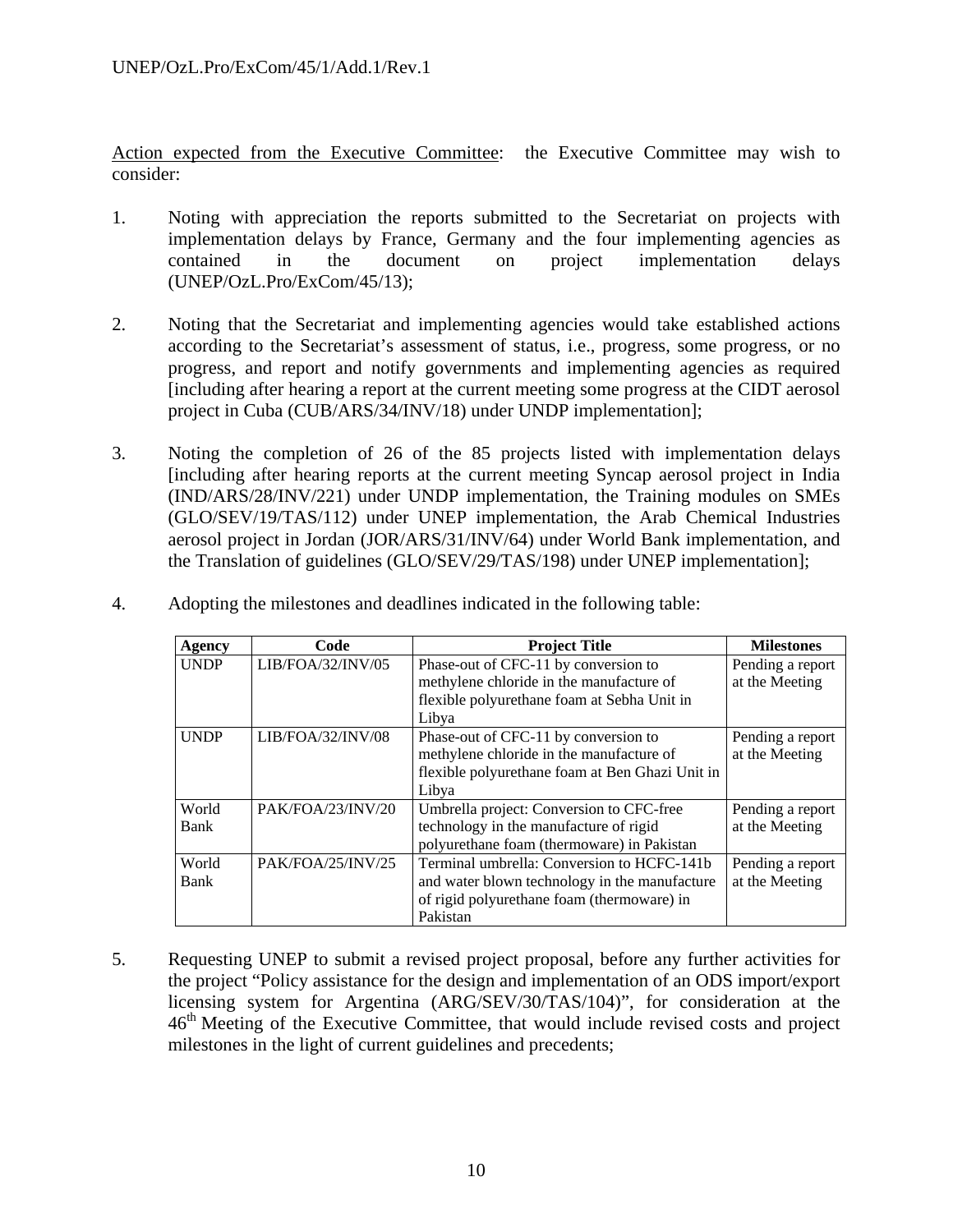Action expected from the Executive Committee: the Executive Committee may wish to consider:

1. Noting with appreciation the reports submitted to the Secretariat on projects with implementation delays by France, Germany and the four implementing agencies as contained in the document on project implementation delays (UNEP/OzL.Pro/ExCom/45/13);

2. Noting that the Secretariat and implementing agencies would take established actions according to the Secretariat's assessment of status, i.e., progress, some progress, or no progress, and report and notify governments and implementing agencies as required [including after hearing a report at the current meeting some progress at the CIDT aerosol project in Cuba (CUB/ARS/34/INV/18) under UNDP implementation];

3. Noting the completion of 26 of the 85 projects listed with implementation delays [including after hearing reports at the current meeting Syncap aerosol project in India (IND/ARS/28/INV/221) under UNDP implementation, the Training modules on SMEs (GLO/SEV/19/TAS/112) under UNEP implementation, the Arab Chemical Industries aerosol project in Jordan (JOR/ARS/31/INV/64) under World Bank implementation, and the Translation of guidelines (GLO/SEV/29/TAS/198) under UNEP implementation];

4. Adopting the milestones and deadlines indicated in the following table:

| Agency | Code | Project Title | Milestones |
|---|---|---|---|
| UNDP | LIB/FOA/32/INV/05 | Phase-out of CFC-11 by conversion to methylene chloride in the manufacture of flexible polyurethane foam at Sebha Unit in Libya | Pending a report at the Meeting |
| UNDP | LIB/FOA/32/INV/08 | Phase-out of CFC-11 by conversion to methylene chloride in the manufacture of flexible polyurethane foam at Ben Ghazi Unit in Libya | Pending a report at the Meeting |
| World Bank | PAK/FOA/23/INV/20 | Umbrella project: Conversion to CFC-free technology in the manufacture of rigid polyurethane foam (thermoware) in Pakistan | Pending a report at the Meeting |
| World Bank | PAK/FOA/25/INV/25 | Terminal umbrella: Conversion to HCFC-141b and water blown technology in the manufacture of rigid polyurethane foam (thermoware) in Pakistan | Pending a report at the Meeting |

5. Requesting UNEP to submit a revised project proposal, before any further activities for the project "Policy assistance for the design and implementation of an ODS import/export licensing system for Argentina (ARG/SEV/30/TAS/104)", for consideration at the 46th Meeting of the Executive Committee, that would include revised costs and project milestones in the light of current guidelines and precedents;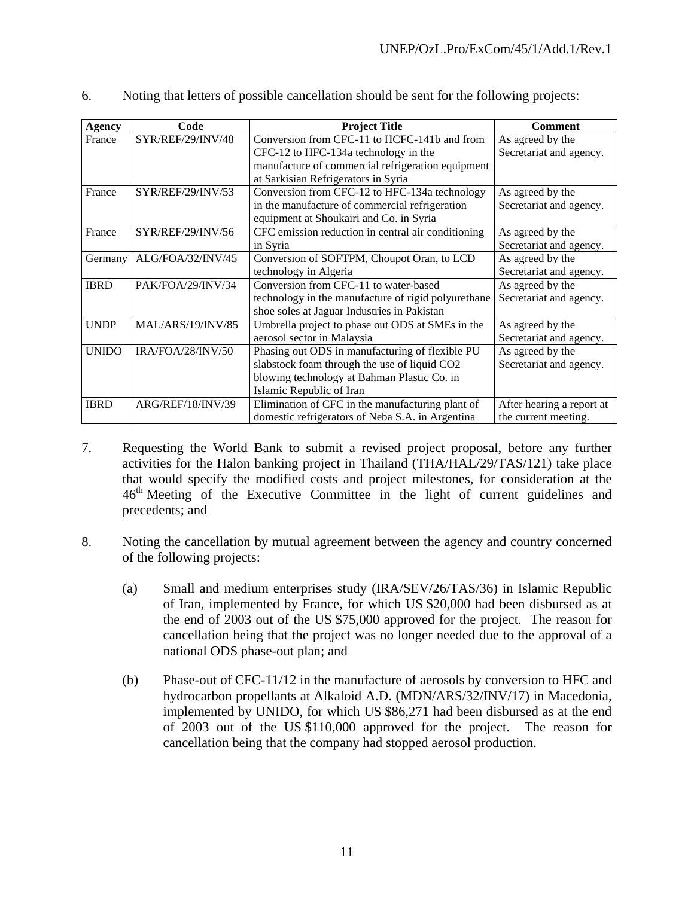6. Noting that letters of possible cancellation should be sent for the following projects:

| Agency | Code | Project Title | Comment |
|---|---|---|---|
| France | SYR/REF/29/INV/48 | Conversion from CFC-11 to HCFC-141b and from CFC-12 to HFC-134a technology in the manufacture of commercial refrigeration equipment at Sarkisian Refrigerators in Syria | As agreed by the Secretariat and agency. |
| France | SYR/REF/29/INV/53 | Conversion from CFC-12 to HFC-134a technology in the manufacture of commercial refrigeration equipment at Shoukairi and Co. in Syria | As agreed by the Secretariat and agency. |
| France | SYR/REF/29/INV/56 | CFC emission reduction in central air conditioning in Syria | As agreed by the Secretariat and agency. |
| Germany | ALG/FOA/32/INV/45 | Conversion of SOFTPM, Choupot Oran, to LCD technology in Algeria | As agreed by the Secretariat and agency. |
| IBRD | PAK/FOA/29/INV/34 | Conversion from CFC-11 to water-based technology in the manufacture of rigid polyurethane shoe soles at Jaguar Industries in Pakistan | As agreed by the Secretariat and agency. |
| UNDP | MAL/ARS/19/INV/85 | Umbrella project to phase out ODS at SMEs in the aerosol sector in Malaysia | As agreed by the Secretariat and agency. |
| UNIDO | IRA/FOA/28/INV/50 | Phasing out ODS in manufacturing of flexible PU slabstock foam through the use of liquid CO2 blowing technology at Bahman Plastic Co. in Islamic Republic of Iran | As agreed by the Secretariat and agency. |
| IBRD | ARG/REF/18/INV/39 | Elimination of CFC in the manufacturing plant of domestic refrigerators of Neba S.A. in Argentina | After hearing a report at the current meeting. |

7. Requesting the World Bank to submit a revised project proposal, before any further activities for the Halon banking project in Thailand (THA/HAL/29/TAS/121) take place that would specify the modified costs and project milestones, for consideration at the 46th Meeting of the Executive Committee in the light of current guidelines and precedents; and

8. Noting the cancellation by mutual agreement between the agency and country concerned of the following projects:

   (a) Small and medium enterprises study (IRA/SEV/26/TAS/36) in Islamic Republic of Iran, implemented by France, for which US $20,000 had been disbursed as at the end of 2003 out of the US $75,000 approved for the project. The reason for cancellation being that the project was no longer needed due to the approval of a national ODS phase-out plan; and

   (b) Phase-out of CFC-11/12 in the manufacture of aerosols by conversion to HFC and hydrocarbon propellants at Alkaloid A.D. (MDN/ARS/32/INV/17) in Macedonia, implemented by UNIDO, for which US $86,271 had been disbursed as at the end of 2003 out of the US $110,000 approved for the project. The reason for cancellation being that the company had stopped aerosol production.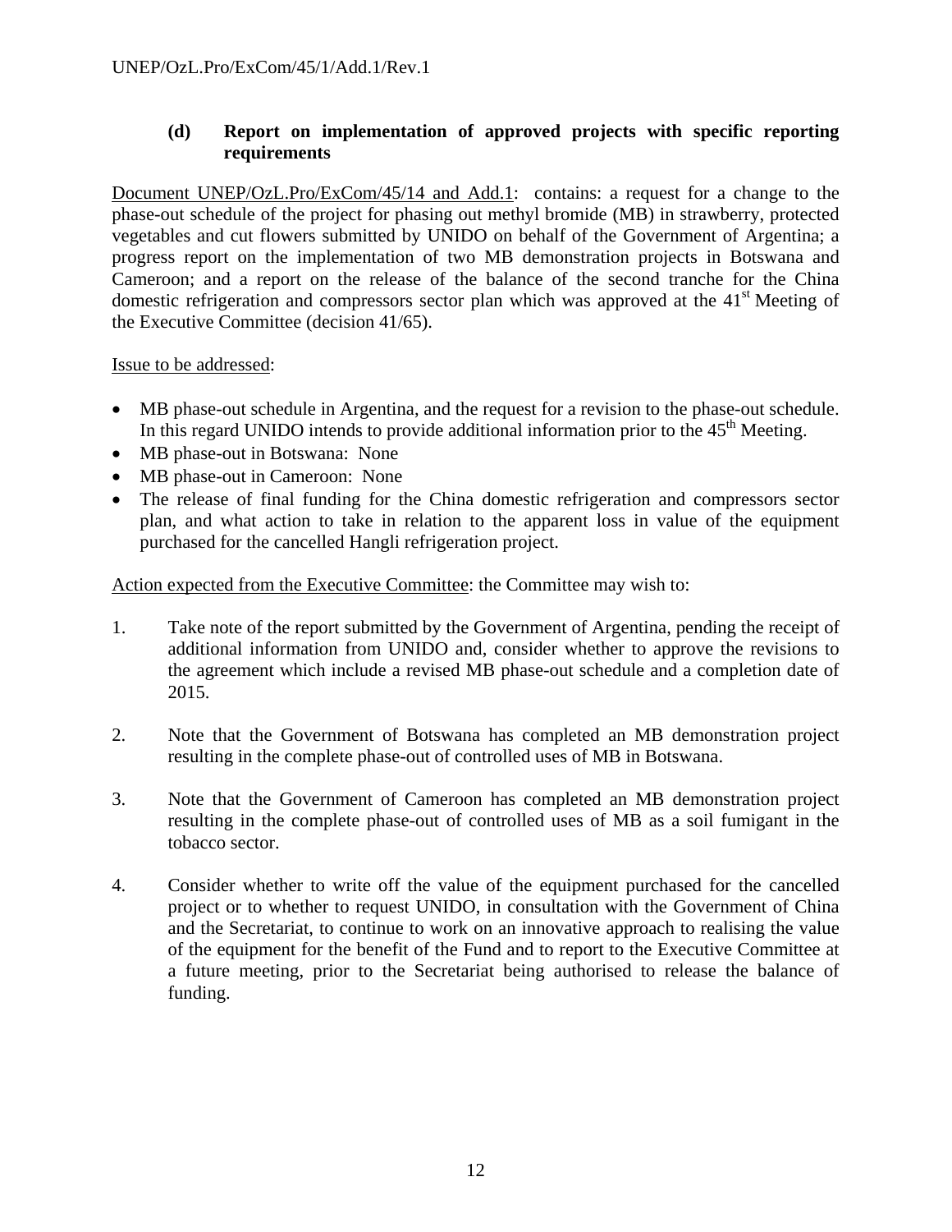### (d) Report on implementation of approved projects with specific reporting requirements

Document UNEP/OzL.Pro/ExCom/45/14 and Add.1: contains: a request for a change to the phase-out schedule of the project for phasing out methyl bromide (MB) in strawberry, protected vegetables and cut flowers submitted by UNIDO on behalf of the Government of Argentina; a progress report on the implementation of two MB demonstration projects in Botswana and Cameroon; and a report on the release of the balance of the second tranche for the China domestic refrigeration and compressors sector plan which was approved at the 41st Meeting of the Executive Committee (decision 41/65).

Issue to be addressed:

- MB phase-out schedule in Argentina, and the request for a revision to the phase-out schedule. In this regard UNIDO intends to provide additional information prior to the 45th Meeting.
- MB phase-out in Botswana: None
- MB phase-out in Cameroon: None
- The release of final funding for the China domestic refrigeration and compressors sector plan, and what action to take in relation to the apparent loss in value of the equipment purchased for the cancelled Hangli refrigeration project.

Action expected from the Executive Committee: the Committee may wish to:

1. Take note of the report submitted by the Government of Argentina, pending the receipt of additional information from UNIDO and, consider whether to approve the revisions to the agreement which include a revised MB phase-out schedule and a completion date of 2015.

2. Note that the Government of Botswana has completed an MB demonstration project resulting in the complete phase-out of controlled uses of MB in Botswana.

3. Note that the Government of Cameroon has completed an MB demonstration project resulting in the complete phase-out of controlled uses of MB as a soil fumigant in the tobacco sector.

4. Consider whether to write off the value of the equipment purchased for the cancelled project or to whether to request UNIDO, in consultation with the Government of China and the Secretariat, to continue to work on an innovative approach to realising the value of the equipment for the benefit of the Fund and to report to the Executive Committee at a future meeting, prior to the Secretariat being authorised to release the balance of funding.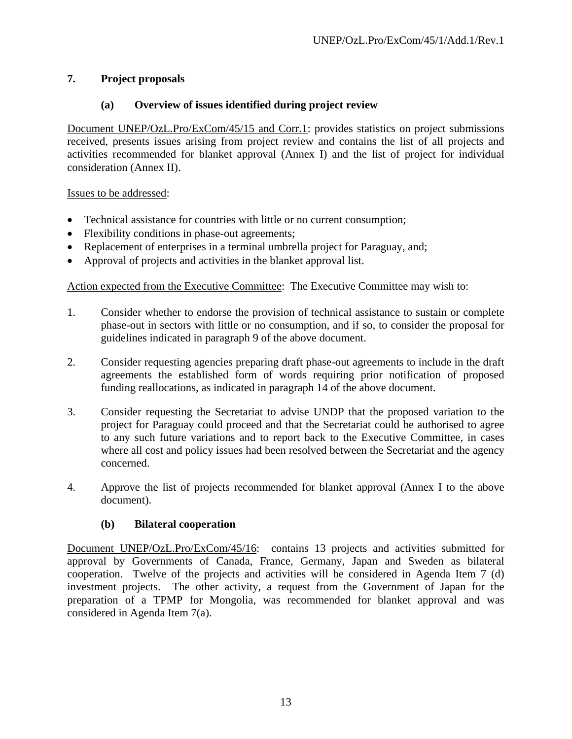## 7. Project proposals

### (a) Overview of issues identified during project review

Document UNEP/OzL.Pro/ExCom/45/15 and Corr.1: provides statistics on project submissions received, presents issues arising from project review and contains the list of all projects and activities recommended for blanket approval (Annex I) and the list of project for individual consideration (Annex II).

Issues to be addressed:

- Technical assistance for countries with little or no current consumption;
- Flexibility conditions in phase-out agreements;
- Replacement of enterprises in a terminal umbrella project for Paraguay, and;
- Approval of projects and activities in the blanket approval list.

Action expected from the Executive Committee: The Executive Committee may wish to:

1. Consider whether to endorse the provision of technical assistance to sustain or complete phase-out in sectors with little or no consumption, and if so, to consider the proposal for guidelines indicated in paragraph 9 of the above document.

2. Consider requesting agencies preparing draft phase-out agreements to include in the draft agreements the established form of words requiring prior notification of proposed funding reallocations, as indicated in paragraph 14 of the above document.

3. Consider requesting the Secretariat to advise UNDP that the proposed variation to the project for Paraguay could proceed and that the Secretariat could be authorised to agree to any such future variations and to report back to the Executive Committee, in cases where all cost and policy issues had been resolved between the Secretariat and the agency concerned.

4. Approve the list of projects recommended for blanket approval (Annex I to the above document).

### (b) Bilateral cooperation

Document UNEP/OzL.Pro/ExCom/45/16: contains 13 projects and activities submitted for approval by Governments of Canada, France, Germany, Japan and Sweden as bilateral cooperation. Twelve of the projects and activities will be considered in Agenda Item 7 (d) investment projects. The other activity, a request from the Government of Japan for the preparation of a TPMP for Mongolia, was recommended for blanket approval and was considered in Agenda Item 7(a).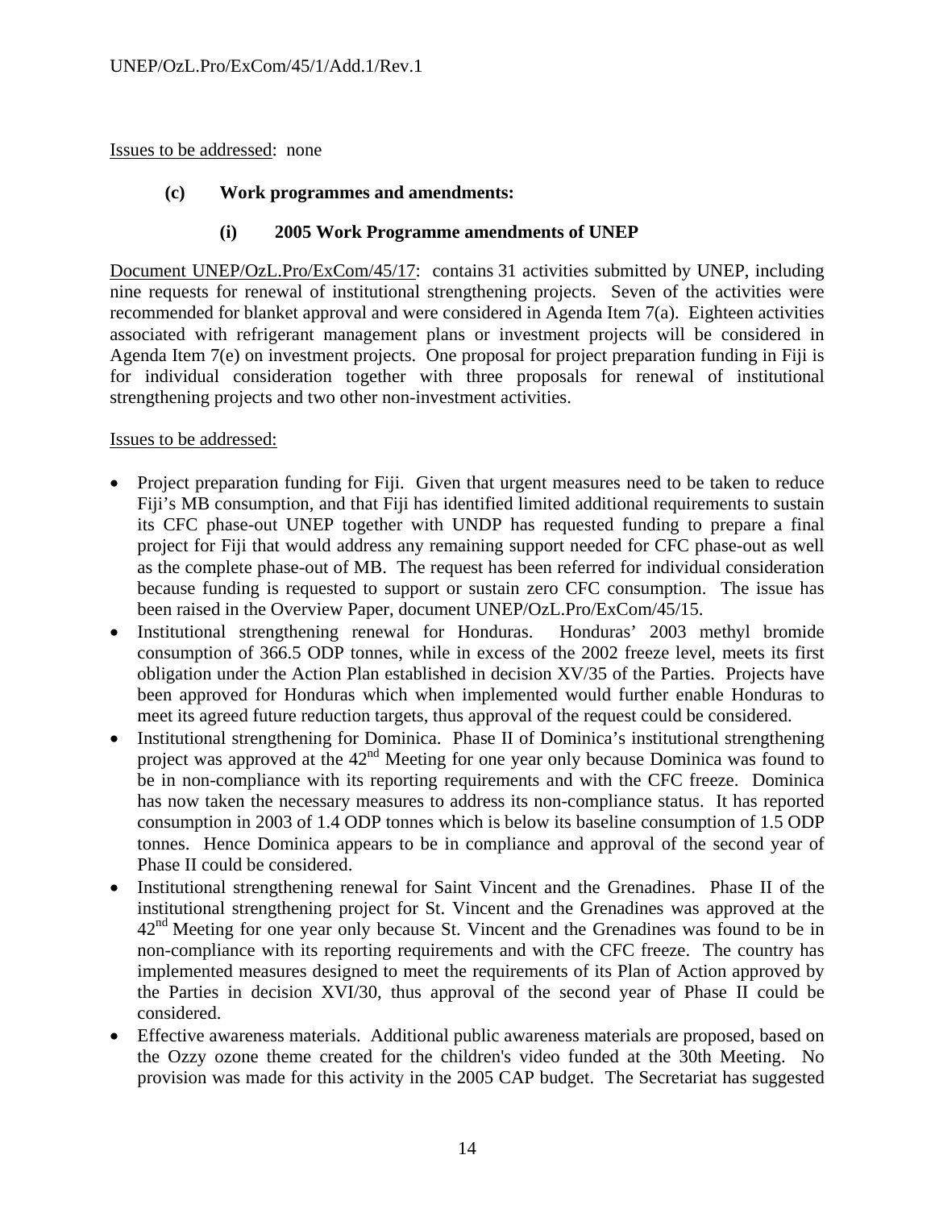Issues to be addressed: none

**(c) Work programmes and amendments:**

**(i) 2005 Work Programme amendments of UNEP**

Document UNEP/OzL.Pro/ExCom/45/17: contains 31 activities submitted by UNEP, including nine requests for renewal of institutional strengthening projects. Seven of the activities were recommended for blanket approval and were considered in Agenda Item 7(a). Eighteen activities associated with refrigerant management plans or investment projects will be considered in Agenda Item 7(e) on investment projects. One proposal for project preparation funding in Fiji is for individual consideration together with three proposals for renewal of institutional strengthening projects and two other non-investment activities.

Issues to be addressed:

- Project preparation funding for Fiji. Given that urgent measures need to be taken to reduce Fiji's MB consumption, and that Fiji has identified limited additional requirements to sustain its CFC phase-out UNEP together with UNDP has requested funding to prepare a final project for Fiji that would address any remaining support needed for CFC phase-out as well as the complete phase-out of MB. The request has been referred for individual consideration because funding is requested to support or sustain zero CFC consumption. The issue has been raised in the Overview Paper, document UNEP/OzL.Pro/ExCom/45/15.
- Institutional strengthening renewal for Honduras. Honduras' 2003 methyl bromide consumption of 366.5 ODP tonnes, while in excess of the 2002 freeze level, meets its first obligation under the Action Plan established in decision XV/35 of the Parties. Projects have been approved for Honduras which when implemented would further enable Honduras to meet its agreed future reduction targets, thus approval of the request could be considered.
- Institutional strengthening for Dominica. Phase II of Dominica's institutional strengthening project was approved at the 42nd Meeting for one year only because Dominica was found to be in non-compliance with its reporting requirements and with the CFC freeze. Dominica has now taken the necessary measures to address its non-compliance status. It has reported consumption in 2003 of 1.4 ODP tonnes which is below its baseline consumption of 1.5 ODP tonnes. Hence Dominica appears to be in compliance and approval of the second year of Phase II could be considered.
- Institutional strengthening renewal for Saint Vincent and the Grenadines. Phase II of the institutional strengthening project for St. Vincent and the Grenadines was approved at the 42nd Meeting for one year only because St. Vincent and the Grenadines was found to be in non-compliance with its reporting requirements and with the CFC freeze. The country has implemented measures designed to meet the requirements of its Plan of Action approved by the Parties in decision XVI/30, thus approval of the second year of Phase II could be considered.
- Effective awareness materials. Additional public awareness materials are proposed, based on the Ozzy ozone theme created for the children's video funded at the 30th Meeting. No provision was made for this activity in the 2005 CAP budget. The Secretariat has suggested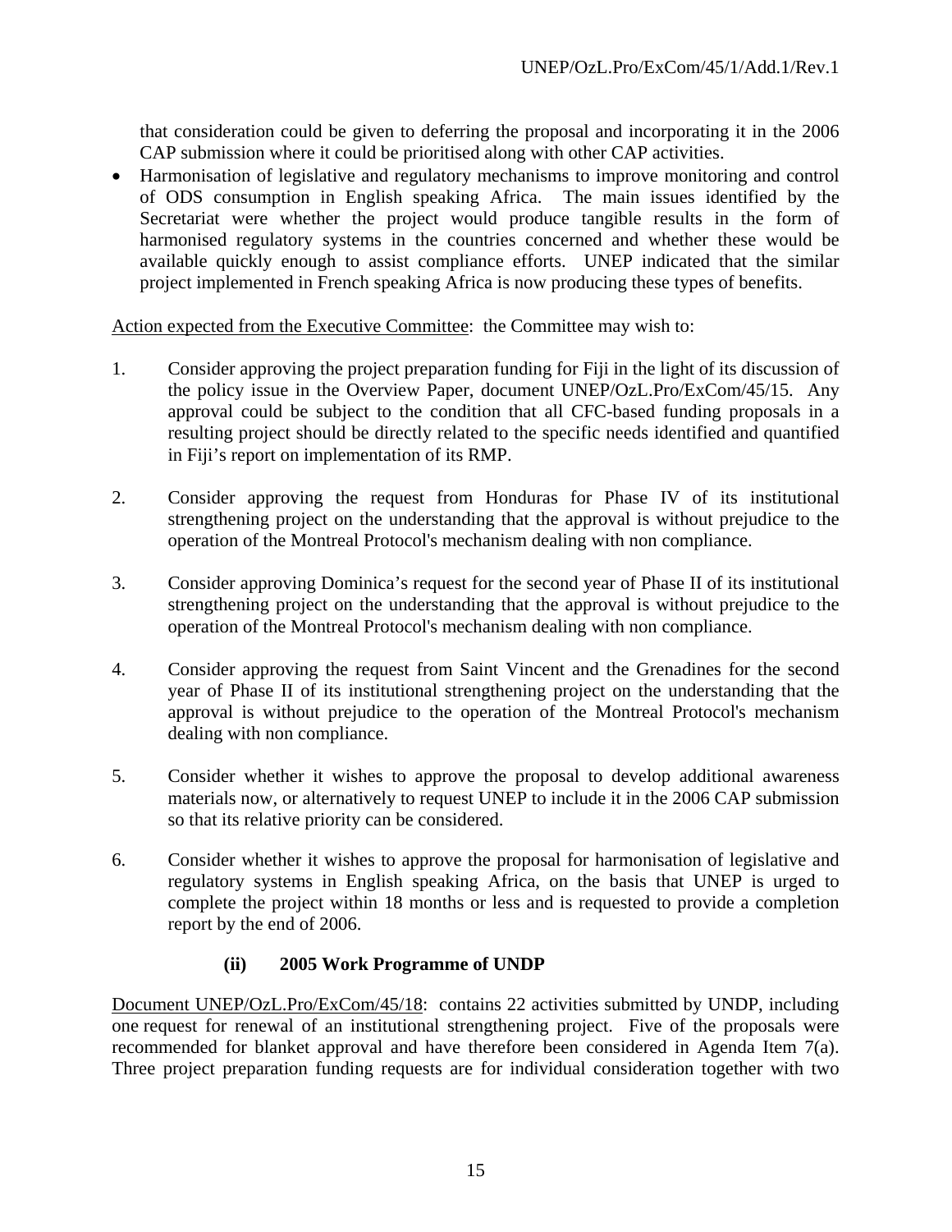that consideration could be given to deferring the proposal and incorporating it in the 2006 CAP submission where it could be prioritised along with other CAP activities.

- Harmonisation of legislative and regulatory mechanisms to improve monitoring and control of ODS consumption in English speaking Africa. The main issues identified by the Secretariat were whether the project would produce tangible results in the form of harmonised regulatory systems in the countries concerned and whether these would be available quickly enough to assist compliance efforts. UNEP indicated that the similar project implemented in French speaking Africa is now producing these types of benefits.

Action expected from the Executive Committee: the Committee may wish to:

1. Consider approving the project preparation funding for Fiji in the light of its discussion of the policy issue in the Overview Paper, document UNEP/OzL.Pro/ExCom/45/15. Any approval could be subject to the condition that all CFC-based funding proposals in a resulting project should be directly related to the specific needs identified and quantified in Fiji's report on implementation of its RMP.

2. Consider approving the request from Honduras for Phase IV of its institutional strengthening project on the understanding that the approval is without prejudice to the operation of the Montreal Protocol's mechanism dealing with non compliance.

3. Consider approving Dominica's request for the second year of Phase II of its institutional strengthening project on the understanding that the approval is without prejudice to the operation of the Montreal Protocol's mechanism dealing with non compliance.

4. Consider approving the request from Saint Vincent and the Grenadines for the second year of Phase II of its institutional strengthening project on the understanding that the approval is without prejudice to the operation of the Montreal Protocol's mechanism dealing with non compliance.

5. Consider whether it wishes to approve the proposal to develop additional awareness materials now, or alternatively to request UNEP to include it in the 2006 CAP submission so that its relative priority can be considered.

6. Consider whether it wishes to approve the proposal for harmonisation of legislative and regulatory systems in English speaking Africa, on the basis that UNEP is urged to complete the project within 18 months or less and is requested to provide a completion report by the end of 2006.

### (ii) 2005 Work Programme of UNDP

Document UNEP/OzL.Pro/ExCom/45/18: contains 22 activities submitted by UNDP, including one request for renewal of an institutional strengthening project. Five of the proposals were recommended for blanket approval and have therefore been considered in Agenda Item 7(a). Three project preparation funding requests are for individual consideration together with two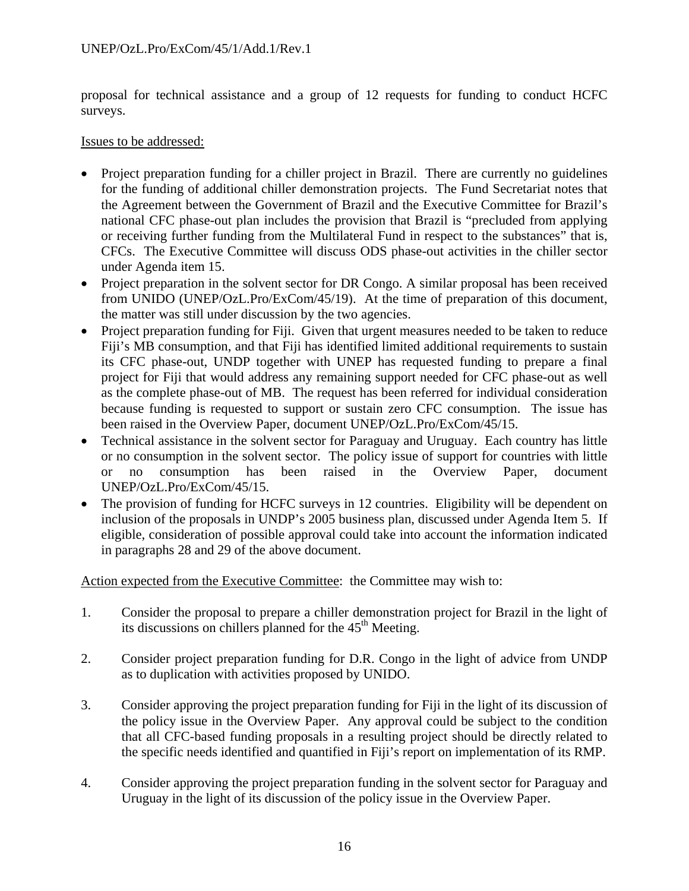proposal for technical assistance and a group of 12 requests for funding to conduct HCFC surveys.

Issues to be addressed:

- Project preparation funding for a chiller project in Brazil. There are currently no guidelines for the funding of additional chiller demonstration projects. The Fund Secretariat notes that the Agreement between the Government of Brazil and the Executive Committee for Brazil's national CFC phase-out plan includes the provision that Brazil is "precluded from applying or receiving further funding from the Multilateral Fund in respect to the substances" that is, CFCs. The Executive Committee will discuss ODS phase-out activities in the chiller sector under Agenda item 15.
- Project preparation in the solvent sector for DR Congo. A similar proposal has been received from UNIDO (UNEP/OzL.Pro/ExCom/45/19). At the time of preparation of this document, the matter was still under discussion by the two agencies.
- Project preparation funding for Fiji. Given that urgent measures needed to be taken to reduce Fiji's MB consumption, and that Fiji has identified limited additional requirements to sustain its CFC phase-out, UNDP together with UNEP has requested funding to prepare a final project for Fiji that would address any remaining support needed for CFC phase-out as well as the complete phase-out of MB. The request has been referred for individual consideration because funding is requested to support or sustain zero CFC consumption. The issue has been raised in the Overview Paper, document UNEP/OzL.Pro/ExCom/45/15.
- Technical assistance in the solvent sector for Paraguay and Uruguay. Each country has little or no consumption in the solvent sector. The policy issue of support for countries with little or no consumption has been raised in the Overview Paper, document UNEP/OzL.Pro/ExCom/45/15.
- The provision of funding for HCFC surveys in 12 countries. Eligibility will be dependent on inclusion of the proposals in UNDP's 2005 business plan, discussed under Agenda Item 5. If eligible, consideration of possible approval could take into account the information indicated in paragraphs 28 and 29 of the above document.

Action expected from the Executive Committee: the Committee may wish to:

1. Consider the proposal to prepare a chiller demonstration project for Brazil in the light of its discussions on chillers planned for the 45th Meeting.

2. Consider project preparation funding for D.R. Congo in the light of advice from UNDP as to duplication with activities proposed by UNIDO.

3. Consider approving the project preparation funding for Fiji in the light of its discussion of the policy issue in the Overview Paper. Any approval could be subject to the condition that all CFC-based funding proposals in a resulting project should be directly related to the specific needs identified and quantified in Fiji's report on implementation of its RMP.

4. Consider approving the project preparation funding in the solvent sector for Paraguay and Uruguay in the light of its discussion of the policy issue in the Overview Paper.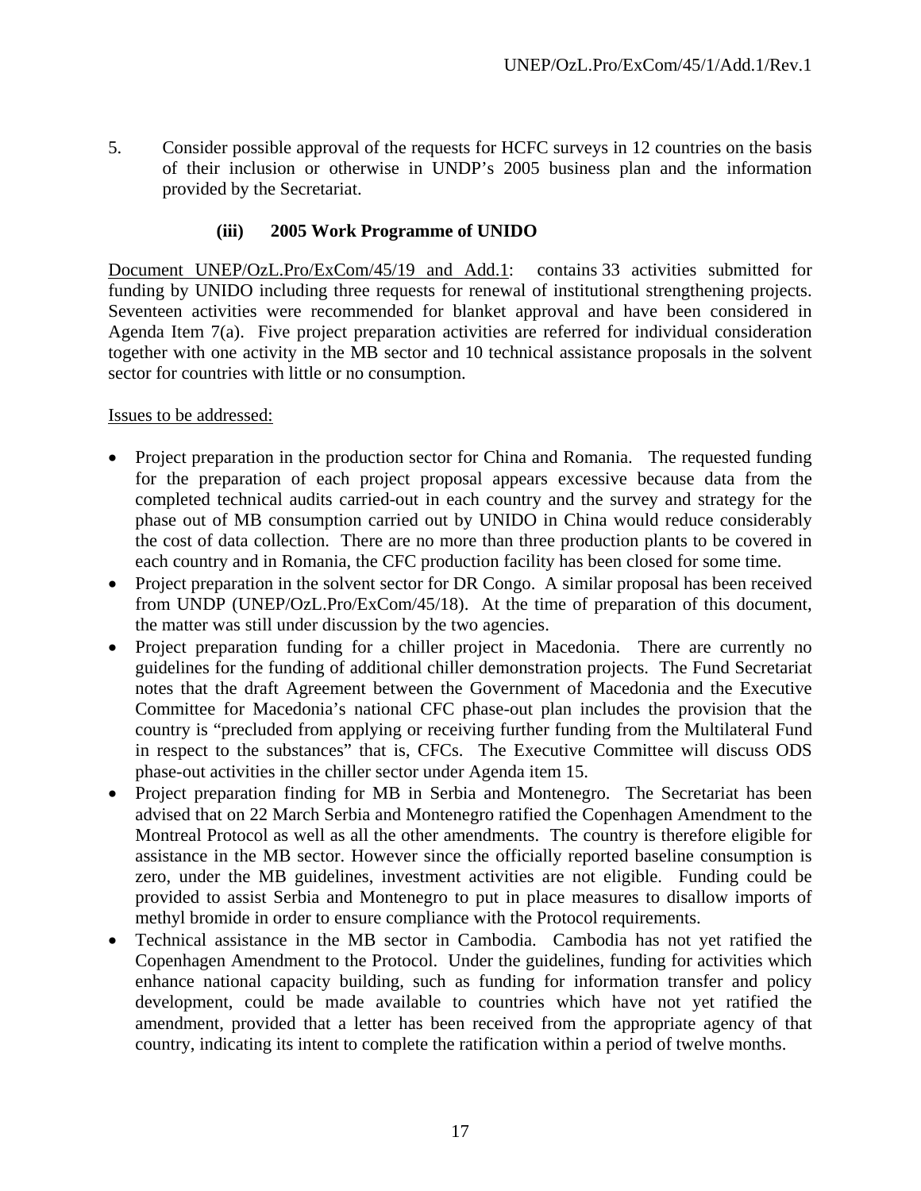5. Consider possible approval of the requests for HCFC surveys in 12 countries on the basis of their inclusion or otherwise in UNDP's 2005 business plan and the information provided by the Secretariat.

### (iii) 2005 Work Programme of UNIDO

Document UNEP/OzL.Pro/ExCom/45/19 and Add.1: contains 33 activities submitted for funding by UNIDO including three requests for renewal of institutional strengthening projects. Seventeen activities were recommended for blanket approval and have been considered in Agenda Item 7(a). Five project preparation activities are referred for individual consideration together with one activity in the MB sector and 10 technical assistance proposals in the solvent sector for countries with little or no consumption.

Issues to be addressed:

- Project preparation in the production sector for China and Romania. The requested funding for the preparation of each project proposal appears excessive because data from the completed technical audits carried-out in each country and the survey and strategy for the phase out of MB consumption carried out by UNIDO in China would reduce considerably the cost of data collection. There are no more than three production plants to be covered in each country and in Romania, the CFC production facility has been closed for some time.
- Project preparation in the solvent sector for DR Congo. A similar proposal has been received from UNDP (UNEP/OzL.Pro/ExCom/45/18). At the time of preparation of this document, the matter was still under discussion by the two agencies.
- Project preparation funding for a chiller project in Macedonia. There are currently no guidelines for the funding of additional chiller demonstration projects. The Fund Secretariat notes that the draft Agreement between the Government of Macedonia and the Executive Committee for Macedonia's national CFC phase-out plan includes the provision that the country is "precluded from applying or receiving further funding from the Multilateral Fund in respect to the substances" that is, CFCs. The Executive Committee will discuss ODS phase-out activities in the chiller sector under Agenda item 15.
- Project preparation finding for MB in Serbia and Montenegro. The Secretariat has been advised that on 22 March Serbia and Montenegro ratified the Copenhagen Amendment to the Montreal Protocol as well as all the other amendments. The country is therefore eligible for assistance in the MB sector. However since the officially reported baseline consumption is zero, under the MB guidelines, investment activities are not eligible. Funding could be provided to assist Serbia and Montenegro to put in place measures to disallow imports of methyl bromide in order to ensure compliance with the Protocol requirements.
- Technical assistance in the MB sector in Cambodia. Cambodia has not yet ratified the Copenhagen Amendment to the Protocol. Under the guidelines, funding for activities which enhance national capacity building, such as funding for information transfer and policy development, could be made available to countries which have not yet ratified the amendment, provided that a letter has been received from the appropriate agency of that country, indicating its intent to complete the ratification within a period of twelve months.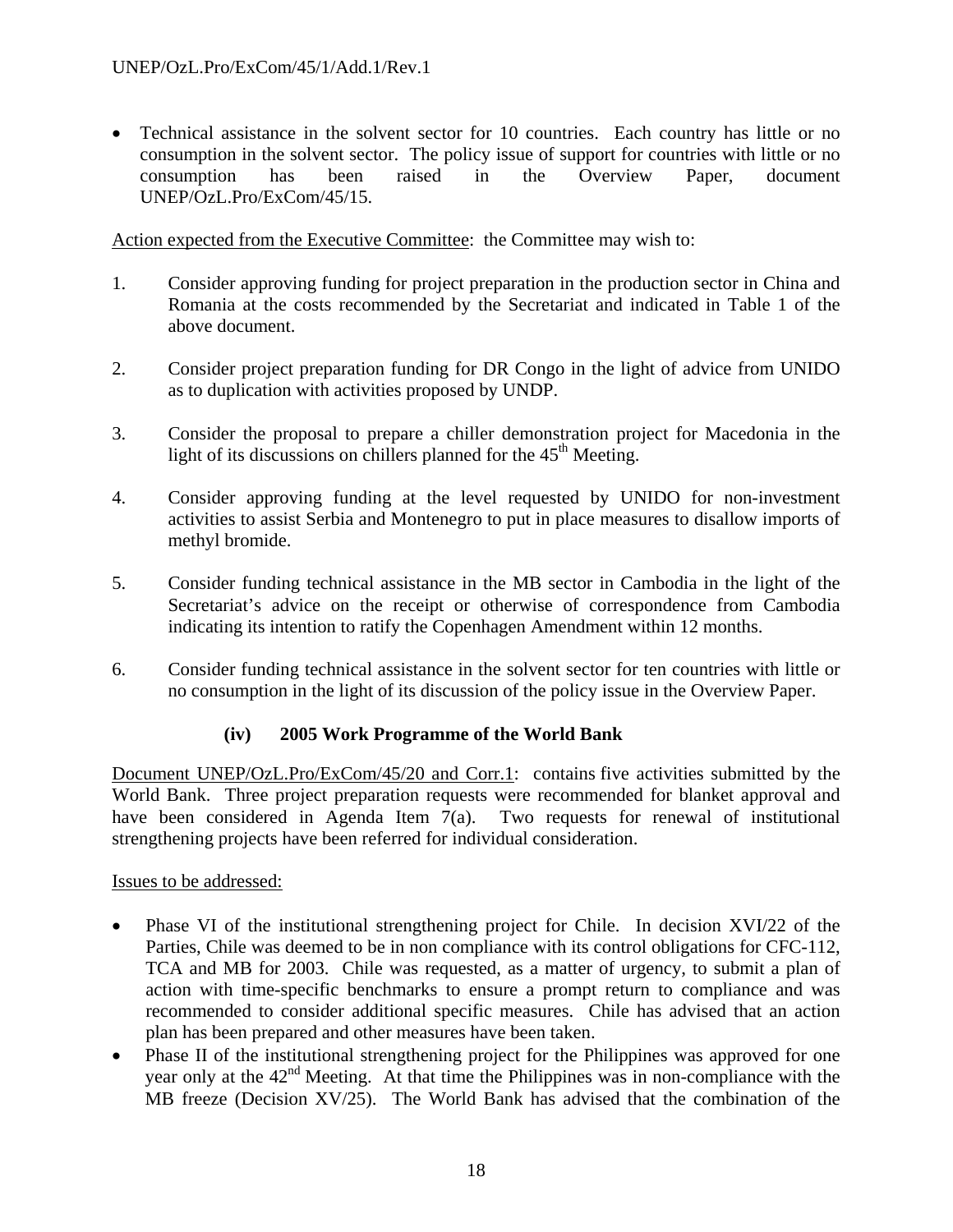- Technical assistance in the solvent sector for 10 countries. Each country has little or no consumption in the solvent sector. The policy issue of support for countries with little or no consumption has been raised in the Overview Paper, document UNEP/OzL.Pro/ExCom/45/15.

Action expected from the Executive Committee: the Committee may wish to:

1. Consider approving funding for project preparation in the production sector in China and Romania at the costs recommended by the Secretariat and indicated in Table 1 of the above document.

2. Consider project preparation funding for DR Congo in the light of advice from UNIDO as to duplication with activities proposed by UNDP.

3. Consider the proposal to prepare a chiller demonstration project for Macedonia in the light of its discussions on chillers planned for the 45th Meeting.

4. Consider approving funding at the level requested by UNIDO for non-investment activities to assist Serbia and Montenegro to put in place measures to disallow imports of methyl bromide.

5. Consider funding technical assistance in the MB sector in Cambodia in the light of the Secretariat's advice on the receipt or otherwise of correspondence from Cambodia indicating its intention to ratify the Copenhagen Amendment within 12 months.

6. Consider funding technical assistance in the solvent sector for ten countries with little or no consumption in the light of its discussion of the policy issue in the Overview Paper.

**(iv) 2005 Work Programme of the World Bank**

Document UNEP/OzL.Pro/ExCom/45/20 and Corr.1: contains five activities submitted by the World Bank. Three project preparation requests were recommended for blanket approval and have been considered in Agenda Item 7(a). Two requests for renewal of institutional strengthening projects have been referred for individual consideration.

Issues to be addressed:

- Phase VI of the institutional strengthening project for Chile. In decision XVI/22 of the Parties, Chile was deemed to be in non compliance with its control obligations for CFC-112, TCA and MB for 2003. Chile was requested, as a matter of urgency, to submit a plan of action with time-specific benchmarks to ensure a prompt return to compliance and was recommended to consider additional specific measures. Chile has advised that an action plan has been prepared and other measures have been taken.
- Phase II of the institutional strengthening project for the Philippines was approved for one year only at the 42nd Meeting. At that time the Philippines was in non-compliance with the MB freeze (Decision XV/25). The World Bank has advised that the combination of the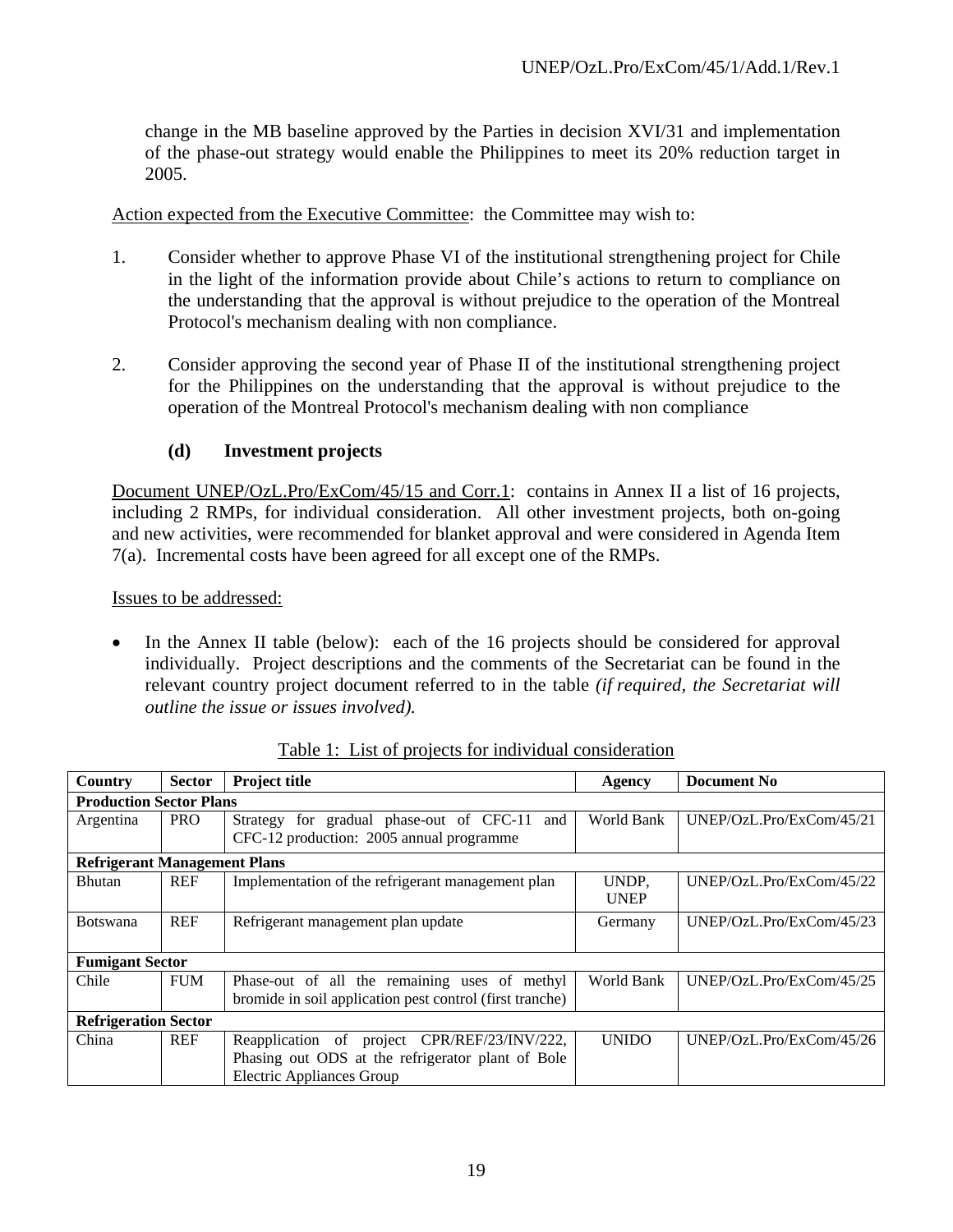change in the MB baseline approved by the Parties in decision XVI/31 and implementation of the phase-out strategy would enable the Philippines to meet its 20% reduction target in 2005.

Action expected from the Executive Committee: the Committee may wish to:

1. Consider whether to approve Phase VI of the institutional strengthening project for Chile in the light of the information provide about Chile's actions to return to compliance on the understanding that the approval is without prejudice to the operation of the Montreal Protocol's mechanism dealing with non compliance.

2. Consider approving the second year of Phase II of the institutional strengthening project for the Philippines on the understanding that the approval is without prejudice to the operation of the Montreal Protocol's mechanism dealing with non compliance

### (d) Investment projects

Document UNEP/OzL.Pro/ExCom/45/15 and Corr.1: contains in Annex II a list of 16 projects, including 2 RMPs, for individual consideration. All other investment projects, both on-going and new activities, were recommended for blanket approval and were considered in Agenda Item 7(a). Incremental costs have been agreed for all except one of the RMPs.

Issues to be addressed:

- In the Annex II table (below): each of the 16 projects should be considered for approval individually. Project descriptions and the comments of the Secretariat can be found in the relevant country project document referred to in the table *(if required, the Secretariat will outline the issue or issues involved).*

Table 1: List of projects for individual consideration

| Country | Sector | Project title | Agency | Document No |
|---|---|---|---|---|
| **Production Sector Plans** | | | | |
| Argentina | PRO | Strategy for gradual phase-out of CFC-11 and CFC-12 production: 2005 annual programme | World Bank | UNEP/OzL.Pro/ExCom/45/21 |
| **Refrigerant Management Plans** | | | | |
| Bhutan | REF | Implementation of the refrigerant management plan | UNDP, UNEP | UNEP/OzL.Pro/ExCom/45/22 |
| Botswana | REF | Refrigerant management plan update | Germany | UNEP/OzL.Pro/ExCom/45/23 |
| **Fumigant Sector** | | | | |
| Chile | FUM | Phase-out of all the remaining uses of methyl bromide in soil application pest control (first tranche) | World Bank | UNEP/OzL.Pro/ExCom/45/25 |
| **Refrigeration Sector** | | | | |
| China | REF | Reapplication of project CPR/REF/23/INV/222, Phasing out ODS at the refrigerator plant of Bole Electric Appliances Group | UNIDO | UNEP/OzL.Pro/ExCom/45/26 |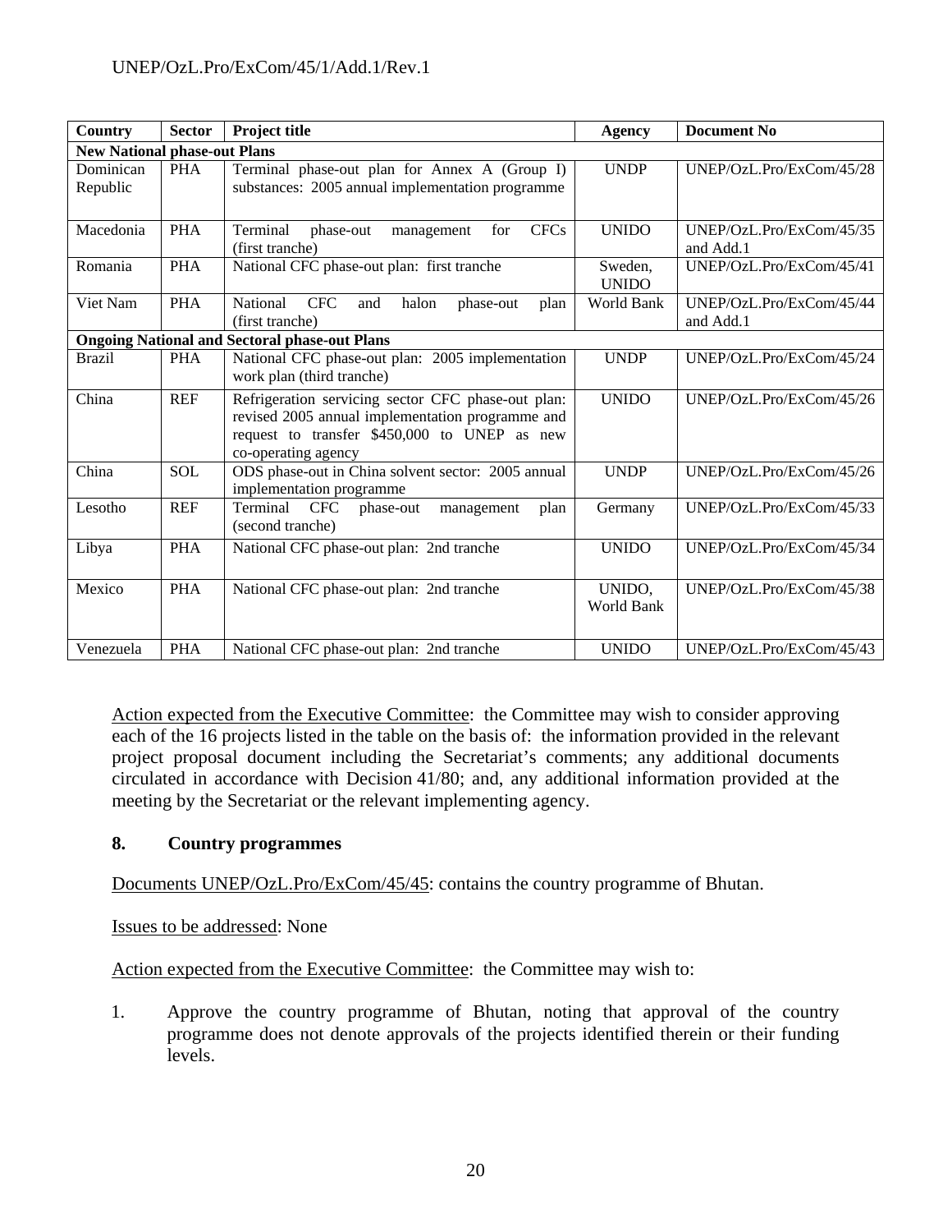| Country | Sector | Project title | Agency | Document No |
|---|---|---|---|---|
| **New National phase-out Plans** | | | | |
| Dominican Republic | PHA | Terminal phase-out plan for Annex A (Group I) substances: 2005 annual implementation programme | UNDP | UNEP/OzL.Pro/ExCom/45/28 |
| Macedonia | PHA | Terminal phase-out management for CFCs (first tranche) | UNIDO | UNEP/OzL.Pro/ExCom/45/35 and Add.1 |
| Romania | PHA | National CFC phase-out plan: first tranche | Sweden, UNIDO | UNEP/OzL.Pro/ExCom/45/41 |
| Viet Nam | PHA | National CFC and halon phase-out plan (first tranche) | World Bank | UNEP/OzL.Pro/ExCom/45/44 and Add.1 |
| **Ongoing National and Sectoral phase-out Plans** | | | | |
| Brazil | PHA | National CFC phase-out plan: 2005 implementation work plan (third tranche) | UNDP | UNEP/OzL.Pro/ExCom/45/24 |
| China | REF | Refrigeration servicing sector CFC phase-out plan: revised 2005 annual implementation programme and request to transfer $450,000 to UNEP as new co-operating agency | UNIDO | UNEP/OzL.Pro/ExCom/45/26 |
| China | SOL | ODS phase-out in China solvent sector: 2005 annual implementation programme | UNDP | UNEP/OzL.Pro/ExCom/45/26 |
| Lesotho | REF | Terminal CFC phase-out management plan (second tranche) | Germany | UNEP/OzL.Pro/ExCom/45/33 |
| Libya | PHA | National CFC phase-out plan: 2nd tranche | UNIDO | UNEP/OzL.Pro/ExCom/45/34 |
| Mexico | PHA | National CFC phase-out plan: 2nd tranche | UNIDO, World Bank | UNEP/OzL.Pro/ExCom/45/38 |
| Venezuela | PHA | National CFC phase-out plan: 2nd tranche | UNIDO | UNEP/OzL.Pro/ExCom/45/43 |

Action expected from the Executive Committee: the Committee may wish to consider approving each of the 16 projects listed in the table on the basis of: the information provided in the relevant project proposal document including the Secretariat's comments; any additional documents circulated in accordance with Decision 41/80; and, any additional information provided at the meeting by the Secretariat or the relevant implementing agency.

## 8. Country programmes

Documents UNEP/OzL.Pro/ExCom/45/45: contains the country programme of Bhutan.

Issues to be addressed: None

Action expected from the Executive Committee: the Committee may wish to:

1. Approve the country programme of Bhutan, noting that approval of the country programme does not denote approvals of the projects identified therein or their funding levels.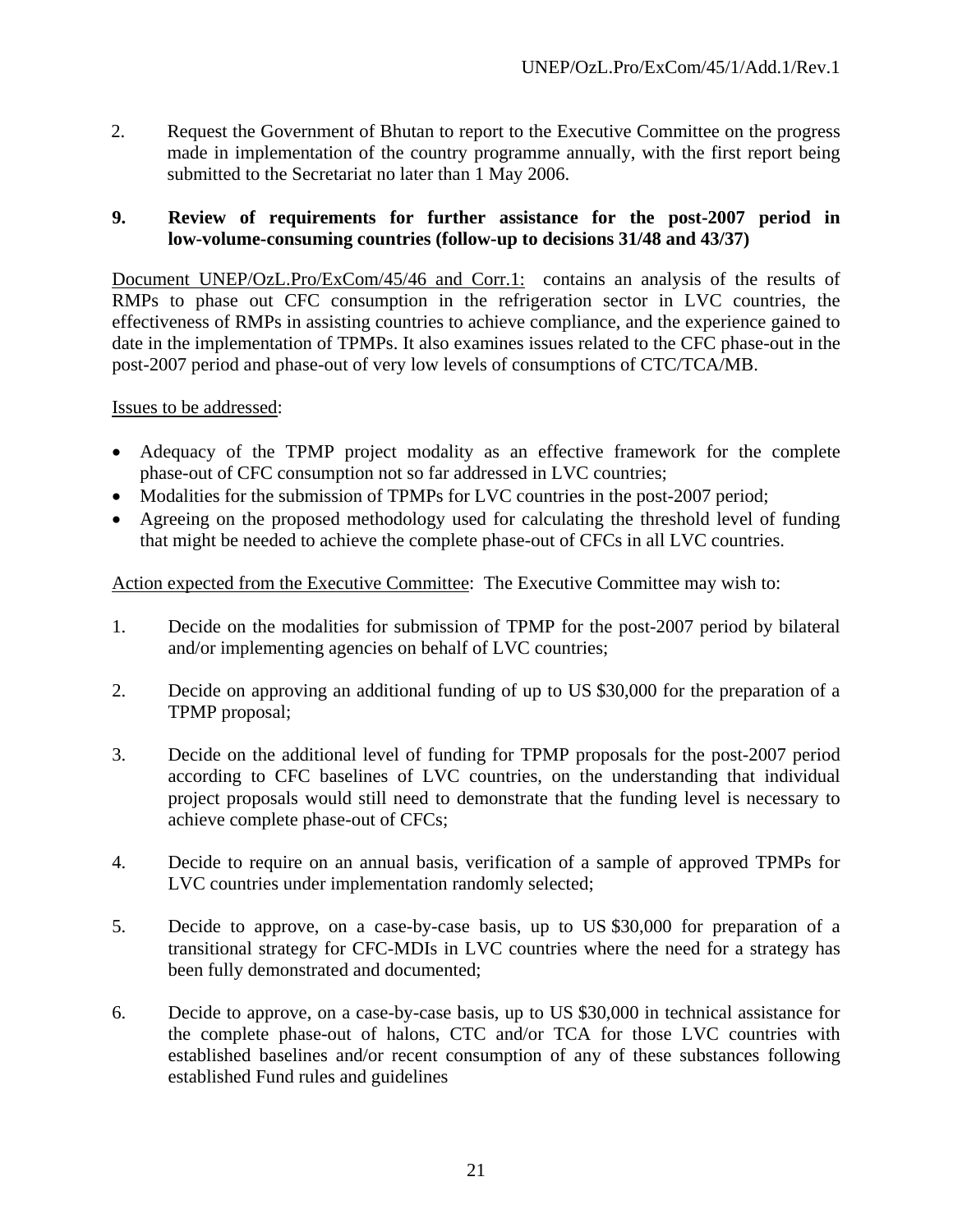2. Request the Government of Bhutan to report to the Executive Committee on the progress made in implementation of the country programme annually, with the first report being submitted to the Secretariat no later than 1 May 2006.

**9. Review of requirements for further assistance for the post-2007 period in low-volume-consuming countries (follow-up to decisions 31/48 and 43/37)**

Document UNEP/OzL.Pro/ExCom/45/46 and Corr.1: contains an analysis of the results of RMPs to phase out CFC consumption in the refrigeration sector in LVC countries, the effectiveness of RMPs in assisting countries to achieve compliance, and the experience gained to date in the implementation of TPMPs. It also examines issues related to the CFC phase-out in the post-2007 period and phase-out of very low levels of consumptions of CTC/TCA/MB.

Issues to be addressed:

- Adequacy of the TPMP project modality as an effective framework for the complete phase-out of CFC consumption not so far addressed in LVC countries;
- Modalities for the submission of TPMPs for LVC countries in the post-2007 period;
- Agreeing on the proposed methodology used for calculating the threshold level of funding that might be needed to achieve the complete phase-out of CFCs in all LVC countries.

Action expected from the Executive Committee: The Executive Committee may wish to:

1. Decide on the modalities for submission of TPMP for the post-2007 period by bilateral and/or implementing agencies on behalf of LVC countries;

2. Decide on approving an additional funding of up to US $30,000 for the preparation of a TPMP proposal;

3. Decide on the additional level of funding for TPMP proposals for the post-2007 period according to CFC baselines of LVC countries, on the understanding that individual project proposals would still need to demonstrate that the funding level is necessary to achieve complete phase-out of CFCs;

4. Decide to require on an annual basis, verification of a sample of approved TPMPs for LVC countries under implementation randomly selected;

5. Decide to approve, on a case-by-case basis, up to US $30,000 for preparation of a transitional strategy for CFC-MDIs in LVC countries where the need for a strategy has been fully demonstrated and documented;

6. Decide to approve, on a case-by-case basis, up to US $30,000 in technical assistance for the complete phase-out of halons, CTC and/or TCA for those LVC countries with established baselines and/or recent consumption of any of these substances following established Fund rules and guidelines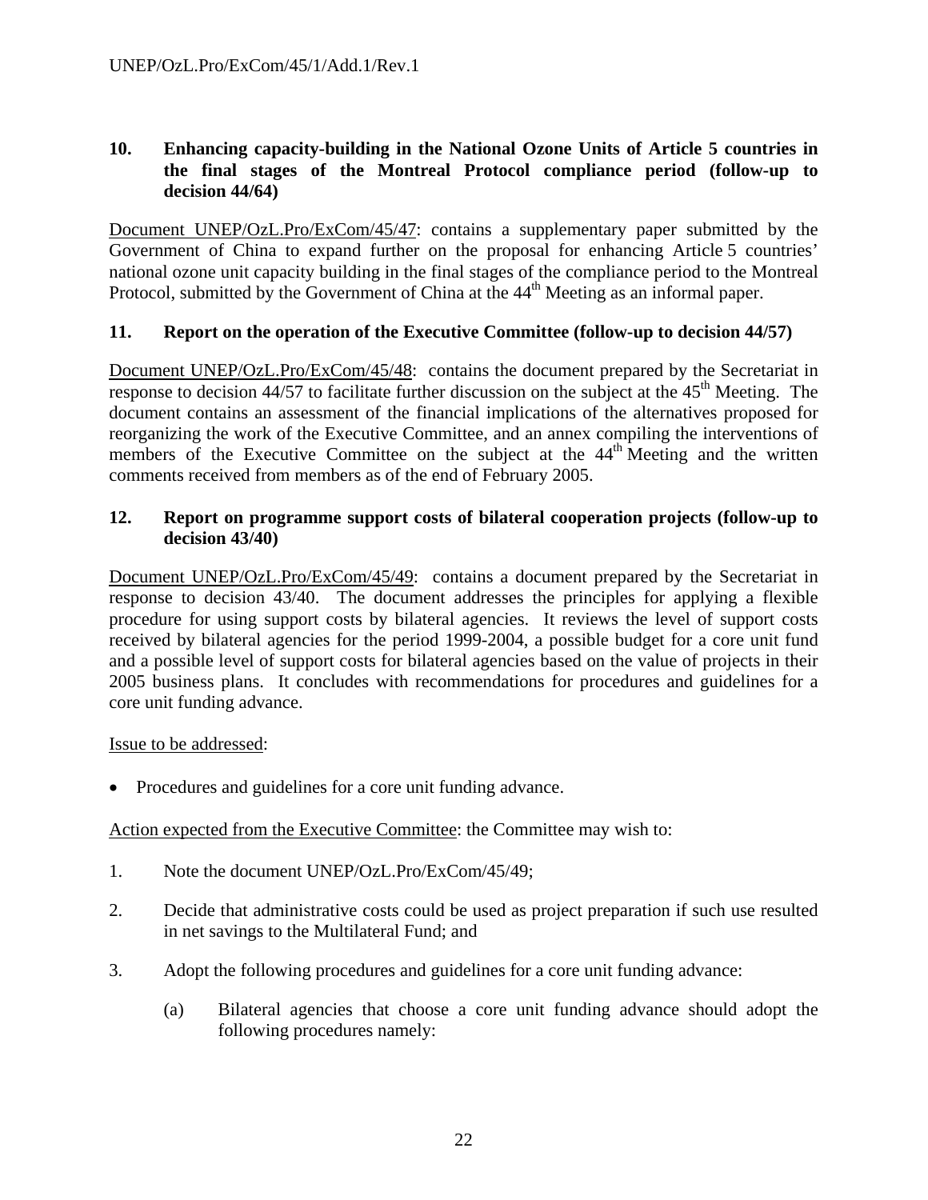### 10. Enhancing capacity-building in the National Ozone Units of Article 5 countries in the final stages of the Montreal Protocol compliance period (follow-up to decision 44/64)

Document UNEP/OzL.Pro/ExCom/45/47: contains a supplementary paper submitted by the Government of China to expand further on the proposal for enhancing Article 5 countries' national ozone unit capacity building in the final stages of the compliance period to the Montreal Protocol, submitted by the Government of China at the 44th Meeting as an informal paper.

### 11. Report on the operation of the Executive Committee (follow-up to decision 44/57)

Document UNEP/OzL.Pro/ExCom/45/48: contains the document prepared by the Secretariat in response to decision 44/57 to facilitate further discussion on the subject at the 45th Meeting. The document contains an assessment of the financial implications of the alternatives proposed for reorganizing the work of the Executive Committee, and an annex compiling the interventions of members of the Executive Committee on the subject at the 44th Meeting and the written comments received from members as of the end of February 2005.

### 12. Report on programme support costs of bilateral cooperation projects (follow-up to decision 43/40)

Document UNEP/OzL.Pro/ExCom/45/49: contains a document prepared by the Secretariat in response to decision 43/40. The document addresses the principles for applying a flexible procedure for using support costs by bilateral agencies. It reviews the level of support costs received by bilateral agencies for the period 1999-2004, a possible budget for a core unit fund and a possible level of support costs for bilateral agencies based on the value of projects in their 2005 business plans. It concludes with recommendations for procedures and guidelines for a core unit funding advance.

Issue to be addressed:

- Procedures and guidelines for a core unit funding advance.

Action expected from the Executive Committee: the Committee may wish to:

1. Note the document UNEP/OzL.Pro/ExCom/45/49;
2. Decide that administrative costs could be used as project preparation if such use resulted in net savings to the Multilateral Fund; and
3. Adopt the following procedures and guidelines for a core unit funding advance:
   - (a) Bilateral agencies that choose a core unit funding advance should adopt the following procedures namely: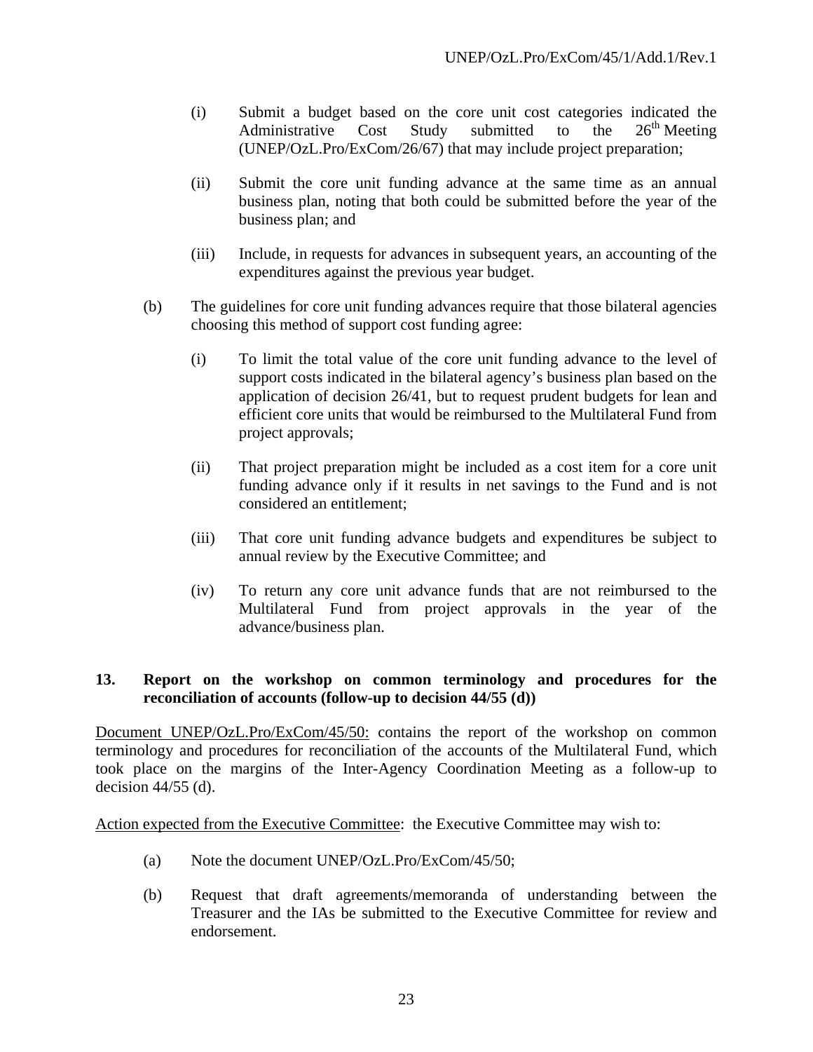(i) Submit a budget based on the core unit cost categories indicated the Administrative Cost Study submitted to the 26th Meeting (UNEP/OzL.Pro/ExCom/26/67) that may include project preparation;

(ii) Submit the core unit funding advance at the same time as an annual business plan, noting that both could be submitted before the year of the business plan; and

(iii) Include, in requests for advances in subsequent years, an accounting of the expenditures against the previous year budget.

(b) The guidelines for core unit funding advances require that those bilateral agencies choosing this method of support cost funding agree:

(i) To limit the total value of the core unit funding advance to the level of support costs indicated in the bilateral agency's business plan based on the application of decision 26/41, but to request prudent budgets for lean and efficient core units that would be reimbursed to the Multilateral Fund from project approvals;

(ii) That project preparation might be included as a cost item for a core unit funding advance only if it results in net savings to the Fund and is not considered an entitlement;

(iii) That core unit funding advance budgets and expenditures be subject to annual review by the Executive Committee; and

(iv) To return any core unit advance funds that are not reimbursed to the Multilateral Fund from project approvals in the year of the advance/business plan.

## 13. Report on the workshop on common terminology and procedures for the reconciliation of accounts (follow-up to decision 44/55 (d))

Document UNEP/OzL.Pro/ExCom/45/50: contains the report of the workshop on common terminology and procedures for reconciliation of the accounts of the Multilateral Fund, which took place on the margins of the Inter-Agency Coordination Meeting as a follow-up to decision 44/55 (d).

Action expected from the Executive Committee: the Executive Committee may wish to:

(a) Note the document UNEP/OzL.Pro/ExCom/45/50;

(b) Request that draft agreements/memoranda of understanding between the Treasurer and the IAs be submitted to the Executive Committee for review and endorsement.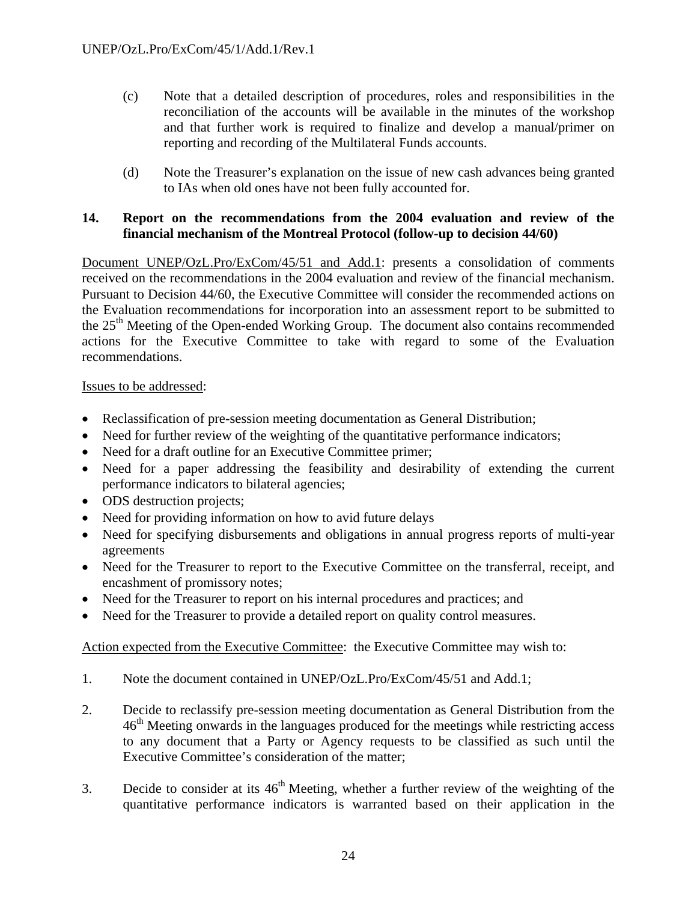(c) Note that a detailed description of procedures, roles and responsibilities in the reconciliation of the accounts will be available in the minutes of the workshop and that further work is required to finalize and develop a manual/primer on reporting and recording of the Multilateral Funds accounts.

(d) Note the Treasurer's explanation on the issue of new cash advances being granted to IAs when old ones have not been fully accounted for.

**14. Report on the recommendations from the 2004 evaluation and review of the financial mechanism of the Montreal Protocol (follow-up to decision 44/60)**

Document UNEP/OzL.Pro/ExCom/45/51 and Add.1: presents a consolidation of comments received on the recommendations in the 2004 evaluation and review of the financial mechanism. Pursuant to Decision 44/60, the Executive Committee will consider the recommended actions on the Evaluation recommendations for incorporation into an assessment report to be submitted to the 25th Meeting of the Open-ended Working Group. The document also contains recommended actions for the Executive Committee to take with regard to some of the Evaluation recommendations.

Issues to be addressed:

- Reclassification of pre-session meeting documentation as General Distribution;
- Need for further review of the weighting of the quantitative performance indicators;
- Need for a draft outline for an Executive Committee primer;
- Need for a paper addressing the feasibility and desirability of extending the current performance indicators to bilateral agencies;
- ODS destruction projects;
- Need for providing information on how to avid future delays
- Need for specifying disbursements and obligations in annual progress reports of multi-year agreements
- Need for the Treasurer to report to the Executive Committee on the transferral, receipt, and encashment of promissory notes;
- Need for the Treasurer to report on his internal procedures and practices; and
- Need for the Treasurer to provide a detailed report on quality control measures.

Action expected from the Executive Committee: the Executive Committee may wish to:

1. Note the document contained in UNEP/OzL.Pro/ExCom/45/51 and Add.1;

2. Decide to reclassify pre-session meeting documentation as General Distribution from the 46th Meeting onwards in the languages produced for the meetings while restricting access to any document that a Party or Agency requests to be classified as such until the Executive Committee's consideration of the matter;

3. Decide to consider at its 46th Meeting, whether a further review of the weighting of the quantitative performance indicators is warranted based on their application in the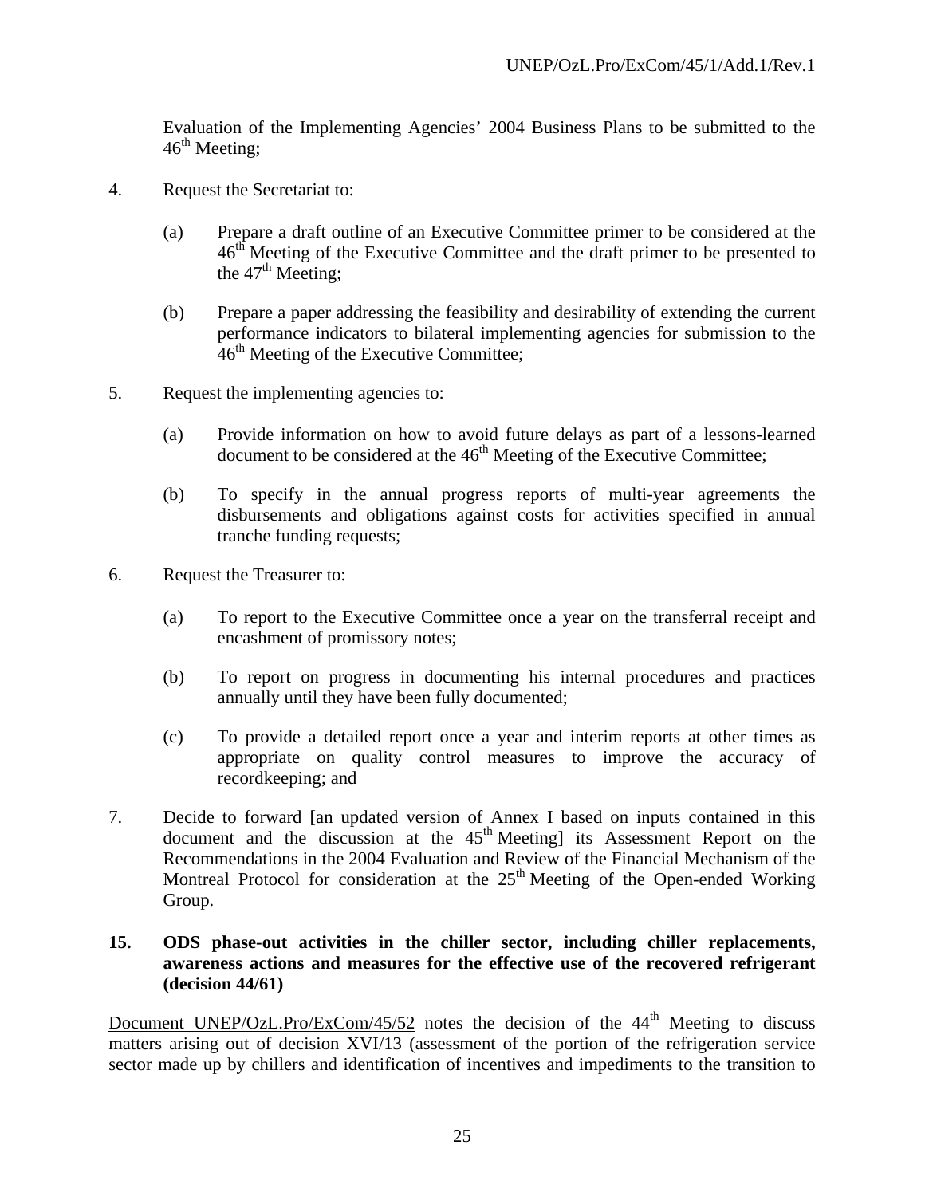Evaluation of the Implementing Agencies' 2004 Business Plans to be submitted to the 46th Meeting;

4. Request the Secretariat to:

   (a) Prepare a draft outline of an Executive Committee primer to be considered at the 46th Meeting of the Executive Committee and the draft primer to be presented to the 47th Meeting;

   (b) Prepare a paper addressing the feasibility and desirability of extending the current performance indicators to bilateral implementing agencies for submission to the 46th Meeting of the Executive Committee;

5. Request the implementing agencies to:

   (a) Provide information on how to avoid future delays as part of a lessons-learned document to be considered at the 46th Meeting of the Executive Committee;

   (b) To specify in the annual progress reports of multi-year agreements the disbursements and obligations against costs for activities specified in annual tranche funding requests;

6. Request the Treasurer to:

   (a) To report to the Executive Committee once a year on the transferral receipt and encashment of promissory notes;

   (b) To report on progress in documenting his internal procedures and practices annually until they have been fully documented;

   (c) To provide a detailed report once a year and interim reports at other times as appropriate on quality control measures to improve the accuracy of recordkeeping; and

7. Decide to forward [an updated version of Annex I based on inputs contained in this document and the discussion at the 45th Meeting] its Assessment Report on the Recommendations in the 2004 Evaluation and Review of the Financial Mechanism of the Montreal Protocol for consideration at the 25th Meeting of the Open-ended Working Group.

**15. ODS phase-out activities in the chiller sector, including chiller replacements, awareness actions and measures for the effective use of the recovered refrigerant (decision 44/61)**

Document UNEP/OzL.Pro/ExCom/45/52 notes the decision of the 44th Meeting to discuss matters arising out of decision XVI/13 (assessment of the portion of the refrigeration service sector made up by chillers and identification of incentives and impediments to the transition to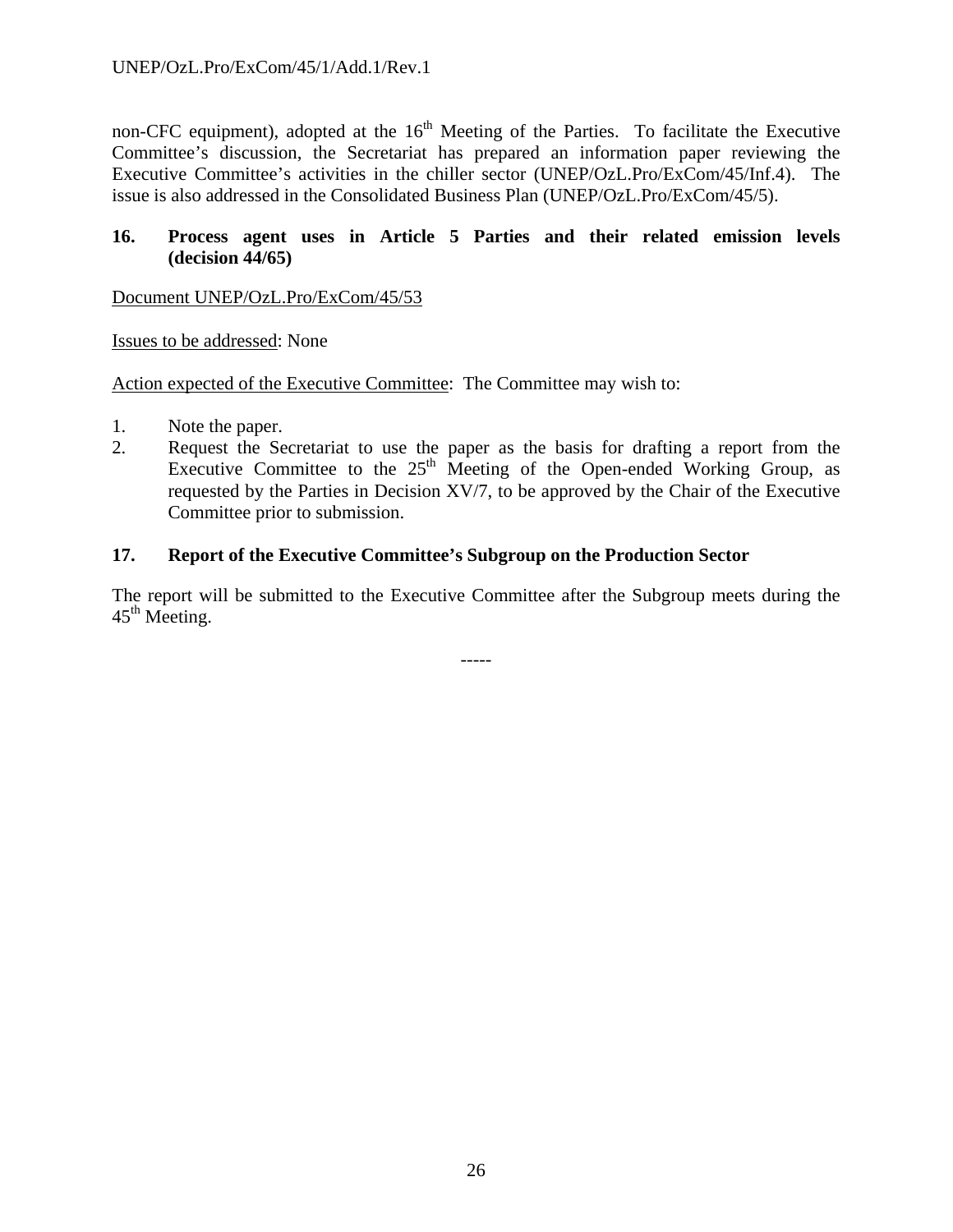non-CFC equipment), adopted at the 16th Meeting of the Parties. To facilitate the Executive Committee's discussion, the Secretariat has prepared an information paper reviewing the Executive Committee's activities in the chiller sector (UNEP/OzL.Pro/ExCom/45/Inf.4). The issue is also addressed in the Consolidated Business Plan (UNEP/OzL.Pro/ExCom/45/5).

**16. Process agent uses in Article 5 Parties and their related emission levels (decision 44/65)**

Document UNEP/OzL.Pro/ExCom/45/53

Issues to be addressed: None

Action expected of the Executive Committee: The Committee may wish to:

1. Note the paper.
2. Request the Secretariat to use the paper as the basis for drafting a report from the Executive Committee to the 25th Meeting of the Open-ended Working Group, as requested by the Parties in Decision XV/7, to be approved by the Chair of the Executive Committee prior to submission.

**17. Report of the Executive Committee's Subgroup on the Production Sector**

The report will be submitted to the Executive Committee after the Subgroup meets during the 45th Meeting.

-----